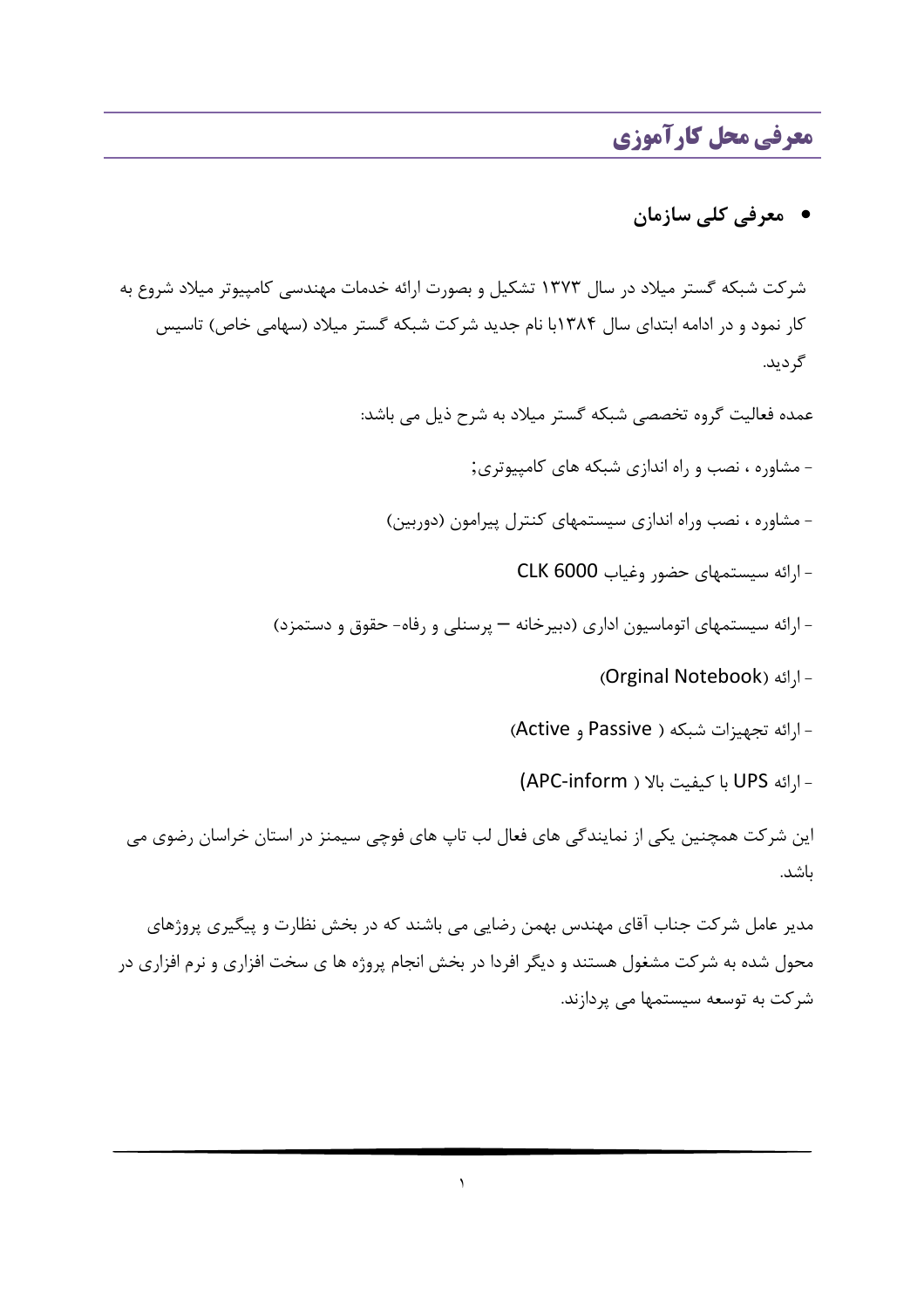# معرفی محل کارآموزی

- **معرفی کلی سازمان**

شرکت شبکه گستر میلاد در سال ۱۳۷۳ تشکیل و بصورت ارائه خدمات مهندسی کامپیوتر میلاد شروع به کار نمود و در ادامه ابتدای سال ۱۳۸۴با نام جدید شرکت شبکه گستر میلاد (سهامی خاص) تاسیس گردید.

عمده فعالیت گروه تخصصی شبکه گستر میلاد به شرح ذیل می باشد:

- مشاوره ، نصب و راه اندازی شبکه های کامپیوتری;

- مشاوره ، نصب وراه اندازی سیستمهای کنترل پیرامون (دوربین)

- ارائه سیستمهای حضور وغیاب CLK 6000

- ارائه سیستمهای اتوماسیون اداری (دبیرخانه – پرسنلی و رفاه- حقوق و دستمزد)

- ارائه (Orginal Notebook)

- ارائه تجهیزات شبکه ( Passive و Active)

- ارائه UPS با کیفیت بالا ( APC-inform)

این شرکت همچنین یکی از نمایندگی های فعال لب تاپ های فوجی سیمنز در استان خراسان رضوی می باشد.

مدیر عامل شرکت جناب آقای مهندس بهمن رضایی می باشند که در بخش نظارت و پیگیری پروژهای محول شده به شرکت مشغول هستند و دیگر افردا در بخش انجام پروژه ها ی سخت افزاری و نرم افزاری در شرکت به توسعه سیستمها می پردازند.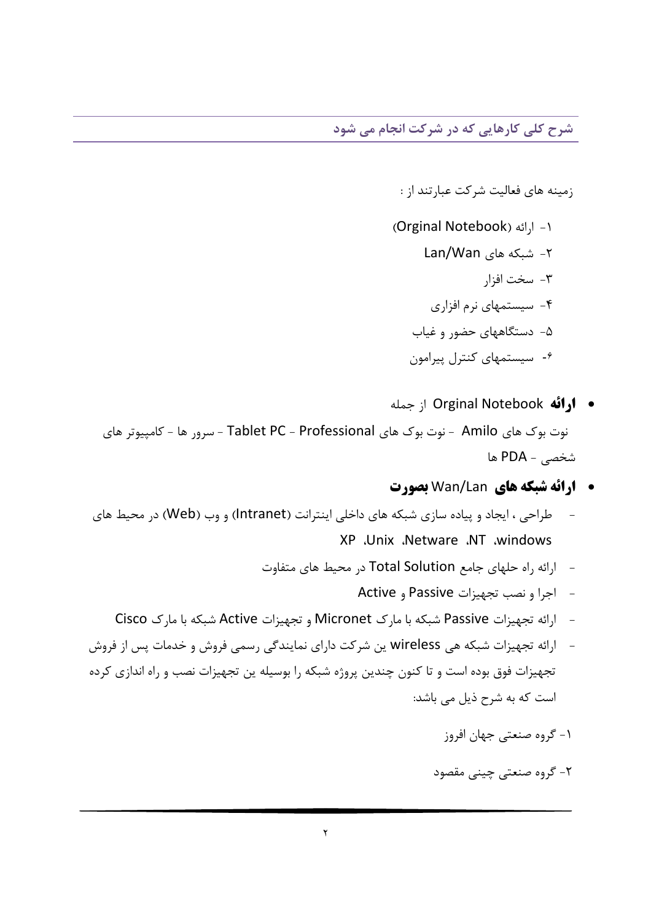## شرح کلی کارهایی که در شرکت انجام می شود

زمینه های فعالیت شرکت عبارتند از :

۱- ارائه (Orginal Notebook)
۲- شبکه های Lan/Wan
۳- سخت افزار
۴- سیستمهای نرم افزاری
۵- دستگاههای حضور و غیاب
۶- سیستمهای کنترل پیرامون

- **ارائه** Orginal Notebook از جمله

نوت بوک های Amilo - نوت بوک های Professional - Tablet PC - سرور ها - کامپیوتر های شخصی - PDA ها

- **ارائه شبکه های** Wan/Lan **بصورت**

- طراحی ، ایجاد و پیاده سازی شبکه های داخلی اینترانت (Intranet) و وب (Web) در محیط های windows، NT، Netware، Unix، XP
- ارائه راه حلهای جامع Total Solution در محیط های متفاوت
- اجرا و نصب تجهیزات Passive و Active
- ارائه تجهیزات Passive شبکه با مارک Micronet و تجهیزات Active شبکه با مارک Cisco
- ارائه تجهیزات شبکه هی wireless ین شرکت دارای نمایندگی رسمی فروش و خدمات پس از فروش تجهیزات فوق بوده است و تا کنون چندین پروژه شبکه را بوسیله ین تجهیزات نصب و راه اندازی کرده است که به شرح ذیل می باشد:

۱- گروه صنعتی جهان افروز

۲- گروه صنعتی چینی مقصود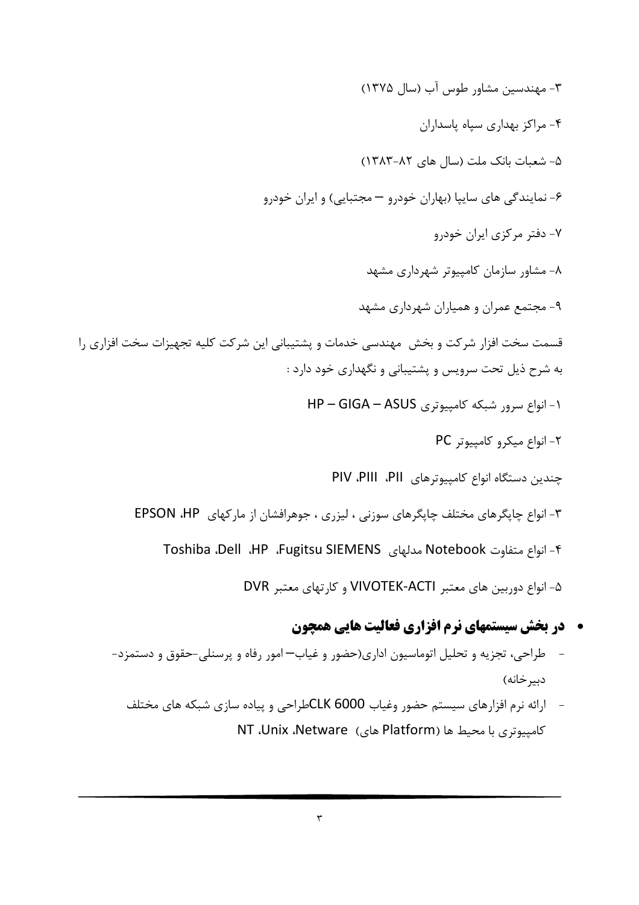۳- مهندسین مشاور طوس آب (سال ۱۳۷۵)

۴- مراکز بهداری سپاه پاسداران

۵- شعبات بانک ملت (سال های ۸۲-۱۳۸۳)

۶- نمایندگی های سایپا (بهاران خودرو – مجتبایی) و ایران خودرو

۷- دفتر مرکزی ایران خودرو

۸- مشاور سازمان کامپیوتر شهرداری مشهد

۹- مجتمع عمران و همیاران شهرداری مشهد

قسمت سخت افزار شرکت و بخش  مهندسی خدمات و پشتیبانی این شرکت کلیه تجهیزات سخت افزاری را به شرح ذیل تحت سرویس و پشتیبانی و نگهداری خود دارد :

۱- انواع سرور شبکه کامپیوتری HP – GIGA – ASUS

۲- انواع میکرو کامپیوتر PC

چندین دستگاه انواع کامپیوترهای  PII، PIII، PIV

۳- انواع چاپگرهای مختلف چاپگرهای سوزنی ، لیزری ، جوهرافشان از مارکهای  HP، EPSON

۴- انواع متفاوت Notebook مدلهای  Fugitsu SIEMENS، HP، Dell، Toshiba

۵- انواع دوربین های معتبر VIVOTEK-ACTI و کارتهای معتبر DVR

- **در بخش سیستمهای نرم افزاری فعالیت هایی همچون**

- طراحی، تجزیه و تحلیل اتوماسیون اداری(حضور و غیاب– امور رفاه و پرسنلی-حقوق و دستمزد-دبیرخانه)
- ارائه نرم افزارهای سیستم حضور وغیاب CLK 6000طراحی و پیاده سازی شبکه های مختلف کامپیوتری با محیط ها (Platform های)  Netware، Unix، NT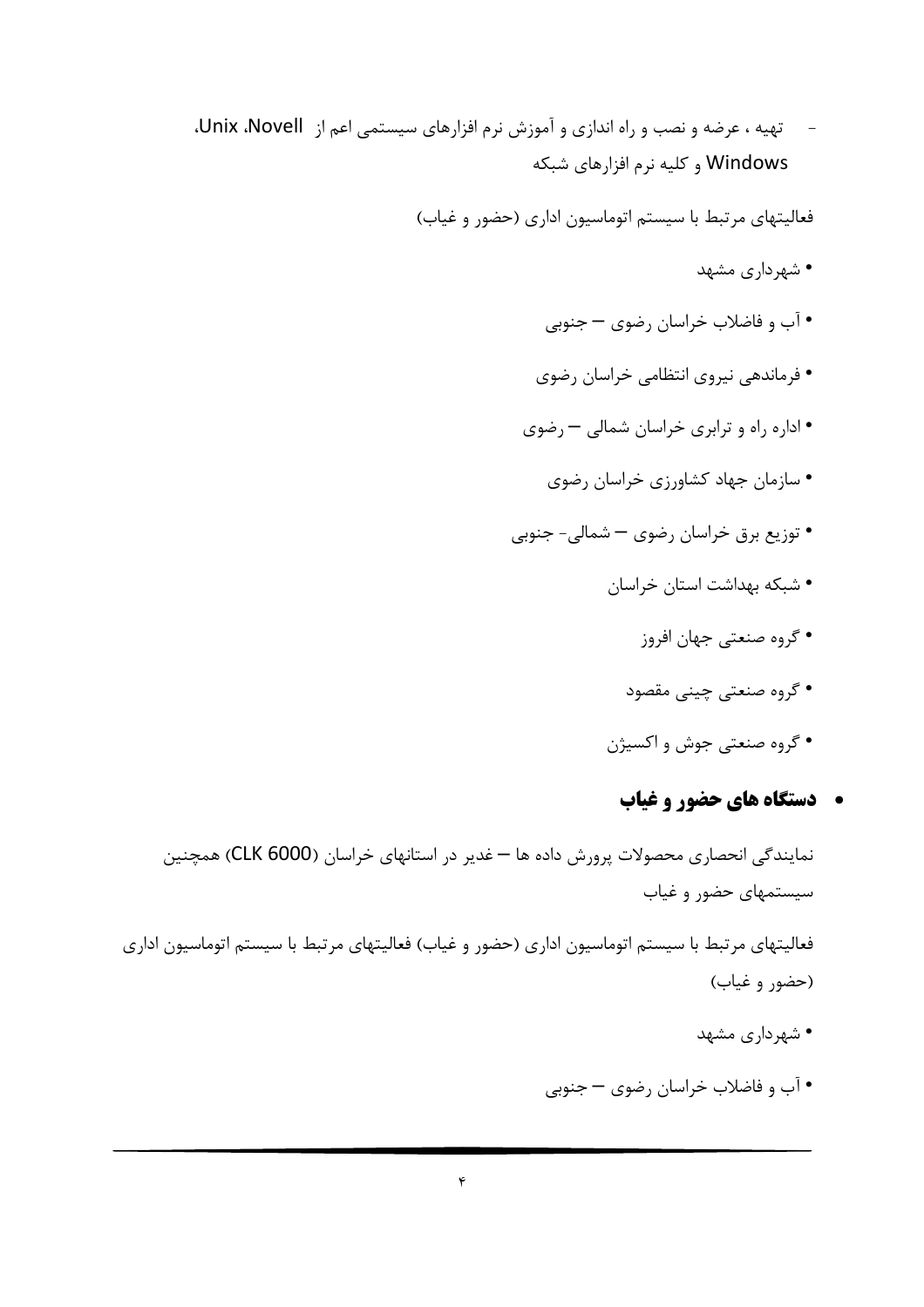- تهیه ، عرضه و نصب و راه اندازی و آموزش نرم افزارهای سیستمی اعم از Unix ،Novell، Windows و کلیه نرم افزارهای شبکه

فعالیتهای مرتبط با سیستم اتوماسیون اداری (حضور و غیاب)

- شهرداری مشهد
- آب و فاضلاب خراسان رضوی – جنوبی
- فرماندهی نیروی انتظامی خراسان رضوی
- اداره راه و ترابری خراسان شمالی – رضوی
- سازمان جهاد کشاورزی خراسان رضوی
- توزیع برق خراسان رضوی – شمالی- جنوبی
- شبکه بهداشت استان خراسان
- گروه صنعتی جهان افروز
- گروه صنعتی چینی مقصود
- گروه صنعتی جوش و اکسیژن

- **دستگاه های حضور و غیاب**

نمایندگی انحصاری محصولات پرورش داده ها – غدیر در استانهای خراسان (CLK 6000) همچنین سیستمهای حضور و غیاب

فعالیتهای مرتبط با سیستم اتوماسیون اداری (حضور و غیاب) فعالیتهای مرتبط با سیستم اتوماسیون اداری (حضور و غیاب)

- شهرداری مشهد
- آب و فاضلاب خراسان رضوی – جنوبی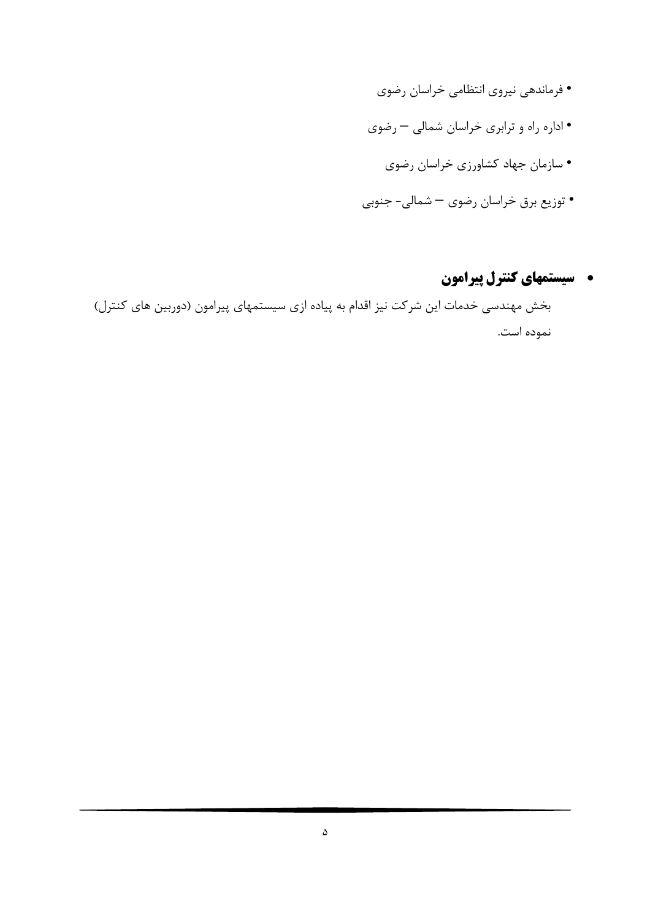- فرماندهی نیروی انتظامی خراسان رضوی
- اداره راه و ترابری خراسان شمالی – رضوی
- سازمان جهاد کشاورزی خراسان رضوی
- توزیع برق خراسان رضوی – شمالی- جنوبی

- **سیستمهای کنترل پیرامون**

بخش مهندسی خدمات این شرکت نیز اقدام به پیاده ازی سیستمهای پیرامون (دوربین های کنترل) نموده است.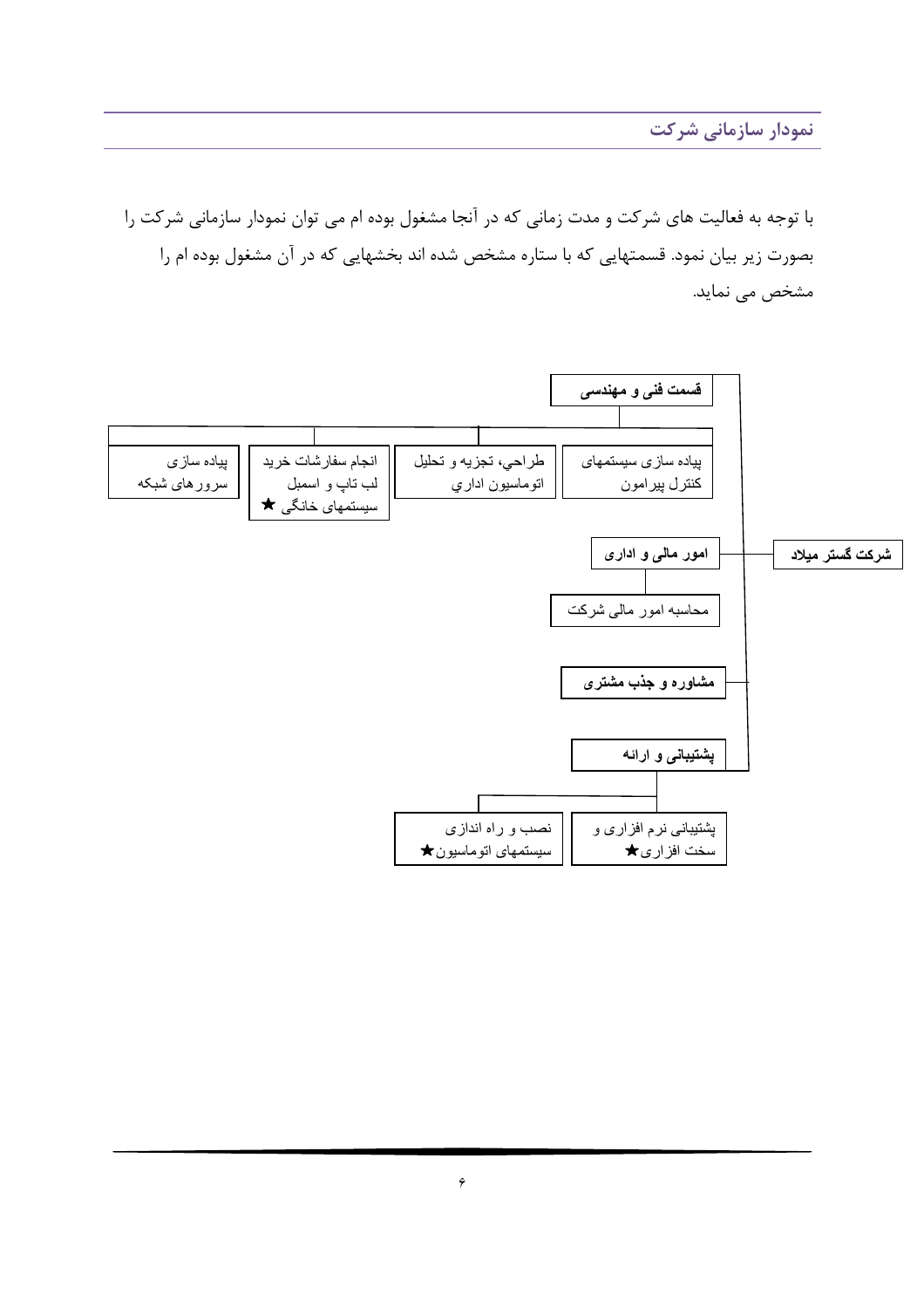## نمودار سازمانی شرکت

با توجه به فعالیت های شرکت و مدت زمانی که در آنجا مشغول بوده ام می توان نمودار سازمانی شرکت را بصورت زیر بیان نمود. قسمتهایی که با ستاره مشخص شده اند بخشهایی که در آن مشغول بوده ام را مشخص می نماید.

- **شرکت گستر میلاد**
  - **قسمت فنی و مهندسی**
    - پیاده سازی سیستمهای کنترل پیرامون
    - طراحي، تجزيه و تحليل اتوماسيون اداري
    - انجام سفارشات خرید لب تاپ و اسمبل سیستمهای خانگی ★
    - پیاده سازی سرورهای شبکه
  - **امور مالی و اداری**
    - محاسبه امور مالی شرکت
  - **مشاوره و جذب مشتری**
  - **پشتیبانی و ارائه**
    - پشتیبانی نرم افزاری و سخت افزاری★
    - نصب و راه اندازی سیستمهای اتوماسیون★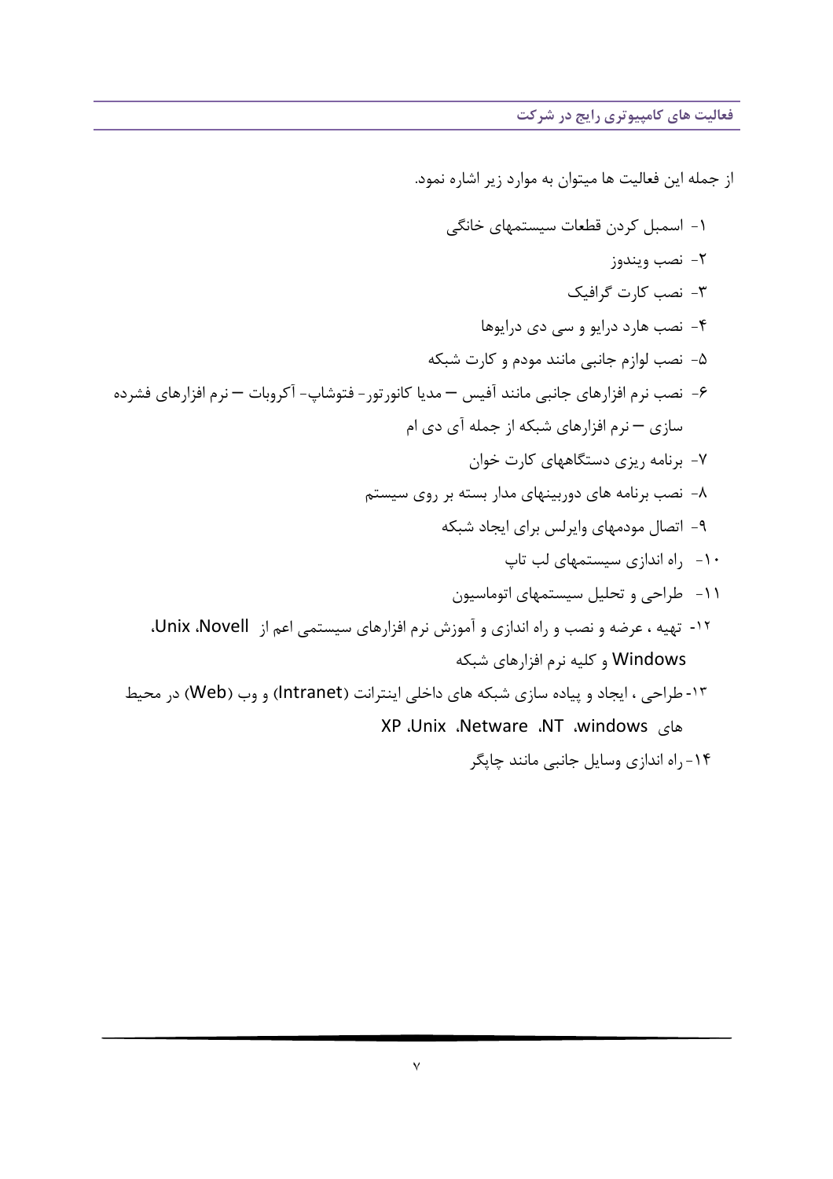## فعالیت های کامپیوتری رایج در شرکت

از جمله این فعالیت ها میتوان به موارد زیر اشاره نمود.

۱- اسمبل کردن قطعات سیستمهای خانگی
۲- نصب ویندوز
۳- نصب کارت گرافیک
۴- نصب هارد درایو و سی دی درایوها
۵- نصب لوازم جانبی مانند مودم و کارت شبکه
۶- نصب نرم افزارهای جانبی مانند آفیس – مدیا کانورتور- فتوشاپ- آکروبات – نرم افزارهای فشرده سازی – نرم افزارهای شبکه از جمله آی دی ام
۷- برنامه ریزی دستگاههای کارت خوان
۸- نصب برنامه های دوربینهای مدار بسته بر روی سیستم
۹- اتصال مودمهای وایرلس برای ایجاد شبکه
۱۰- راه اندازی سیستمهای لب تاپ
۱۱- طراحی و تحلیل سیستمهای اتوماسیون
۱۲- تهیه ، عرضه و نصب و راه اندازی و آموزش نرم افزارهای سیستمی اعم از Unix، Novell، Windows و کلیه نرم افزارهای شبکه
۱۳- طراحی ، ایجاد و پیاده سازی شبکه های داخلی اینترانت (Intranet) و وب (Web) در محیط های windows، NT، Netware، Unix، XP
۱۴- راه اندازی وسایل جانبی مانند چاپگر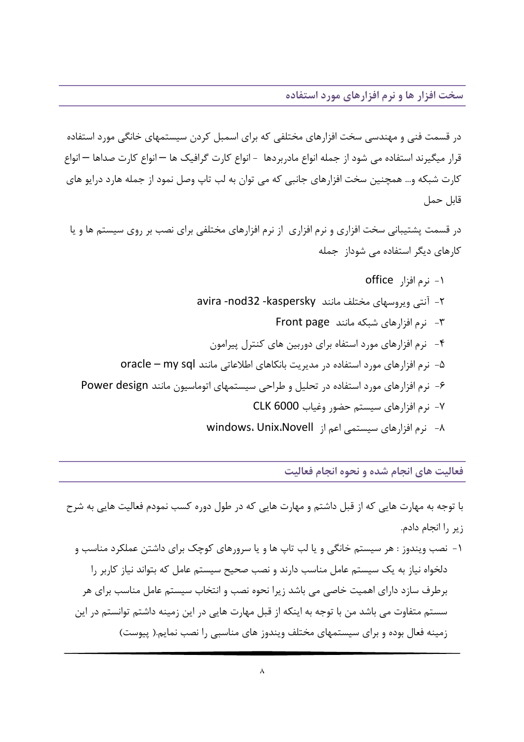## سخت افزار ها و نرم افزارهای مورد استفاده

در قسمت فنی و مهندسی سخت افزارهای مختلفی که برای اسمبل کردن سیستمهای خانگی مورد استفاده قرار میگیرند استفاده می شود از جمله انواع مادربردها - انواع کارت گرافیک ها – انواع کارت صداها – انواع کارت شبکه و... همچنین سخت افزارهای جانبی که می توان به لب تاپ وصل نمود از جمله هارد درایو های قابل حمل

در قسمت پشتیبانی سخت افزاری و نرم افزاری از نرم افزارهای مختلفی برای نصب بر روی سیستم ها و یا کارهای دیگر استفاده می شوداز جمله

۱- نرم افزار office
۲- آنتی ویروسهای مختلف مانند avira -nod32 -kaspersky
۳- نرم افزارهای شبکه مانند Front page
۴- نرم افزارهای مورد استفاه برای دوربین های کنترل پیرامون
۵- نرم افزارهای مورد استفاده در مدیریت بانکهای اطلاعاتی مانند oracle – my sql
۶- نرم افزارهای مورد استفاده در تحلیل و طراحی سیستمهای اتوماسیون مانند Power design
۷- نرم افزارهای سیستم حضور وغیاب CLK 6000
۸- نرم افزارهای سیستمی اعم از windows، Unix،Novell

## فعالیت های انجام شده و نحوه انجام فعالیت

با توجه به مهارت هایی که از قبل داشتم و مهارت هایی که در طول دوره کسب نمودم فعالیت هایی به شرح زیر را انجام دادم.

۱- نصب ویندوز : هر سیستم خانگی و یا لب تاپ ها و یا سرورهای کوچک برای داشتن عملکرد مناسب و دلخواه نیاز به یک سیستم عامل مناسب دارند و نصب صحیح سیستم عامل که بتواند نیاز کاربر را برطرف سازد دارای اهمیت خاصی می باشد زیرا نحوه نصب و انتخاب سیستم عامل مناسب برای هر سستم متفاوت می باشد من با توجه به اینکه از قبل مهارت هایی در این زمینه داشتم توانستم در این زمینه فعال بوده و برای سیستمهای مختلف ویندوز های مناسبی را نصب نمایم.( پیوست)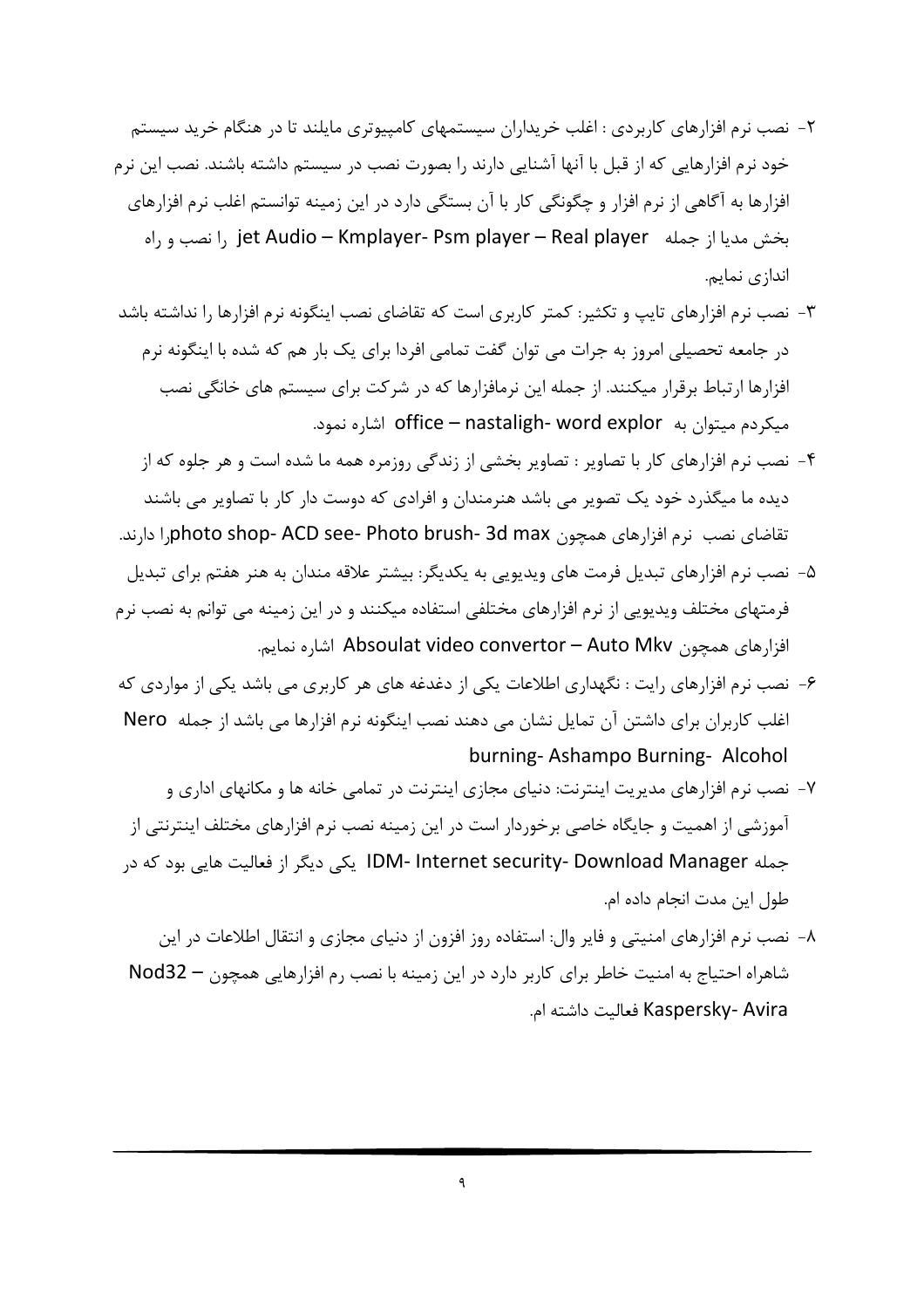۲- نصب نرم افزارهای کاربردی : اغلب خریداران سیستمهای کامپیوتری مایلند تا در هنگام خرید سیستم خود نرم افزارهایی که از قبل با آنها آشنایی دارند را بصورت نصب در سیستم داشته باشند. نصب این نرم افزارها به آگاهی از نرم افزار و چگونگی کار با آن بستگی دارد در این زمینه توانستم اغلب نرم افزارهای بخش مدیا از جمله jet Audio – Kmplayer- Psm player – Real player را نصب و راه اندازی نمایم.

۳- نصب نرم افزارهای تایپ و تکثیر: کمتر کاربری است که تقاضای نصب اینگونه نرم افزارها را نداشته باشد در جامعه تحصیلی امروز به جرات می توان گفت تمامی افردا برای یک بار هم که شده با اینگونه نرم افزارها ارتباط برقرار میکنند. از جمله این نرمافزارها که در شرکت برای سیستم های خانگی نصب میکردم میتوان به office – nastaligh- word explor اشاره نمود.

۴- نصب نرم افزارهای کار با تصاویر : تصاویر بخشی از زندگی روزمره همه ما شده است و هر جلوه که از دیده ما میگذرد خود یک تصویر می باشد هنرمندان و افرادی که دوست دار کار با تصاویر می باشند تقاضای نصب نرم افزارهای همچون photo shop- ACD see- Photo brush- 3d maxرا دارند.

۵- نصب نرم افزارهای تبدیل فرمت های ویدیویی به یکدیگر: بیشتر علاقه مندان به هنر هفتم برای تبدیل فرمتهای مختلف ویدیویی از نرم افزارهای مختلفی استفاده میکنند و در این زمینه می توانم به نصب نرم افزارهای همچون Absoulat video convertor – Auto Mkv اشاره نمایم.

۶- نصب نرم افزارهای رایت : نگهداری اطلاعات یکی از دغدغه های هر کاربری می باشد یکی از مواردی که اغلب کاربران برای داشتن آن تمایل نشان می دهند نصب اینگونه نرم افزارها می باشد از جمله Nero burning- Ashampo Burning- Alcohol

۷- نصب نرم افزارهای مدیریت اینترنت: دنیای مجازی اینترنت در تمامی خانه ها و مکانهای اداری و آموزشی از اهمیت و جایگاه خاصی برخوردار است در این زمینه نصب نرم افزارهای مختلف اینترنتی از جمله IDM- Internet security- Download Manager یکی دیگر از فعالیت هایی بود که در طول این مدت انجام داده ام.

۸- نصب نرم افزارهای امنیتی و فایر وال: استفاده روز افزون از دنیای مجازی و انتقال اطلاعات در این شاهراه احتیاج به امنیت خاطر برای کاربر دارد در این زمینه با نصب رم افزارهایی همچون – Nod32 Kaspersky- Avira فعالیت داشته ام.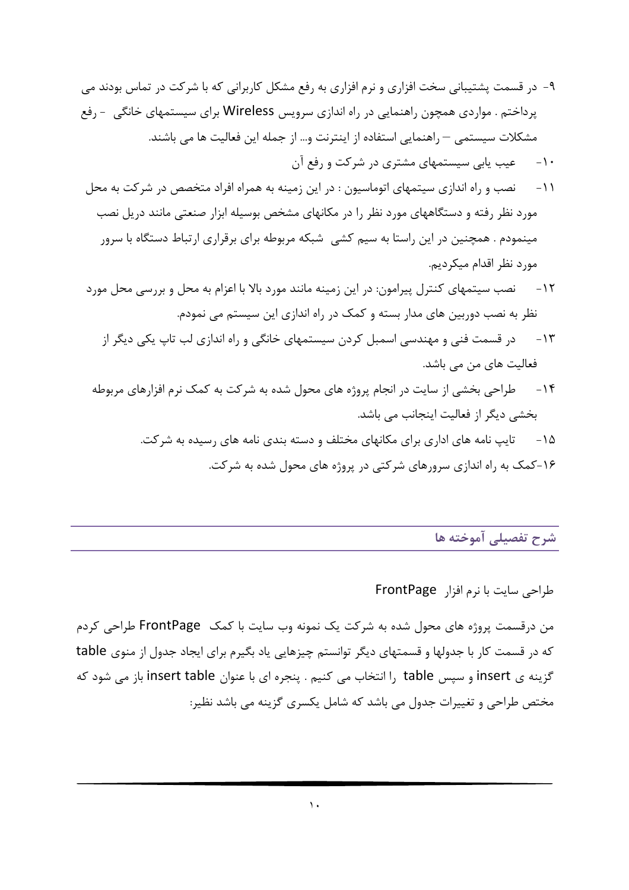۹- در قسمت پشتیبانی سخت افزاری و نرم افزاری به رفع مشکل کاربرانی که با شرکت در تماس بودند می پرداختم . مواردی همچون راهنمایی در راه اندازی سرویس Wireless برای سیستمهای خانگی - رفع مشکلات سیستمی – راهنمایی استفاده از اینترنت و... از جمله این فعالیت ها می باشند.

۱۰- عیب یابی سیستمهای مشتری در شرکت و رفع آن

۱۱- نصب و راه اندازی سیتمهای اتوماسیون : در این زمینه به همراه افراد متخصص در شرکت به محل مورد نظر رفته و دستگاههای مورد نظر را در مکانهای مشخص بوسیله ابزار صنعتی مانند دریل نصب مینمودم . همچنین در این راستا به سیم کشی شبکه مربوطه برای برقراری ارتباط دستگاه با سرور مورد نظر اقدام میکردیم.

۱۲- نصب سیتمهای کنترل پیرامون: در این زمینه مانند مورد بالا با اعزام به محل و بررسی محل مورد نظر به نصب دوربین های مدار بسته و کمک در راه اندازی این سیستم می نمودم.

۱۳- در قسمت فنی و مهندسی اسمبل کردن سیستمهای خانگی و راه اندازی لب تاپ یکی دیگر از فعالیت های من می باشد.

۱۴- طراحی بخشی از سایت در انجام پروژه های محول شده به شرکت به کمک نرم افزارهای مربوطه بخشی دیگر از فعالیت اینجانب می باشد.

۱۵- تایپ نامه های اداری برای مکانهای مختلف و دسته بندی نامه های رسیده به شرکت.

۱۶-کمک به راه اندازی سرورهای شرکتی در پروژه های محول شده به شرکت.

## شرح تفصیلی آموخته ها

طراحی سایت با نرم افزار FrontPage

من درقسمت پروژه های محول شده به شرکت یک نمونه وب سایت با کمک FrontPage طراحی کردم که در قسمت کار با جدولها و قسمتهای دیگر توانستم چیزهایی یاد بگیرم برای ایجاد جدول از منوی **table** گزینه ی **insert** و سپس **table** را انتخاب می کنیم . پنجره ای با عنوان **insert table** باز می شود که مختص طراحی و تغییرات جدول می باشد که شامل یکسری گزینه می باشد نظیر: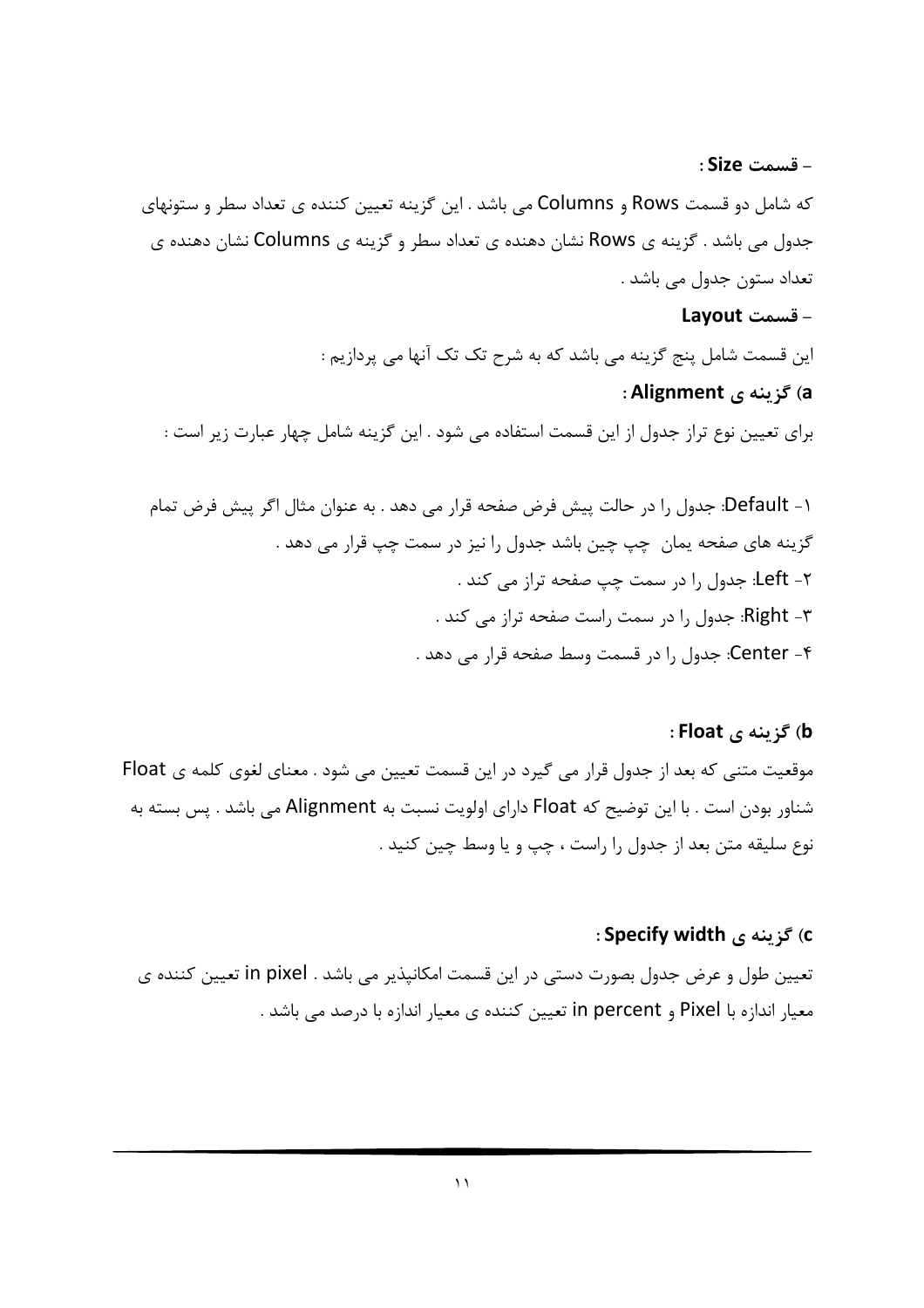**– قسمت Size :**

که شامل دو قسمت Rows و Columns می باشد . این گزینه تعیین کننده ی تعداد سطر و ستونهای جدول می باشد . گزینه ی Rows نشان دهنده ی تعداد سطر و گزینه ی Columns نشان دهنده ی تعداد ستون جدول می باشد .

**– قسمت Layout**

این قسمت شامل پنج گزینه می باشد که به شرح تک تک آنها می پردازیم :

**a) گزینه ی Alignment :**

برای تعیین نوع تراز جدول از این قسمت استفاده می شود . این گزینه شامل چهار عبارت زیر است :

۱- Default: جدول را در حالت پیش فرض صفحه قرار می دهد . به عنوان مثال اگر پیش فرض تمام گزینه های صفحه یمان چپ چین باشد جدول را نیز در سمت چپ قرار می دهد .

۲- Left: جدول را در سمت چپ صفحه تراز می کند .

۳- Right: جدول را در سمت راست صفحه تراز می کند .

۴- Center: جدول را در قسمت وسط صفحه قرار می دهد .

**b) گزینه ی Float :**

موقعیت متنی که بعد از جدول قرار می گیرد در این قسمت تعیین می شود . معنای لغوی کلمه ی Float شناور بودن است . با این توضیح که Float دارای اولویت نسبت به Alignment می باشد . پس بسته به نوع سلیقه متن بعد از جدول را راست ، چپ و یا وسط چین کنید .

**c) گزینه ی Specify width :**

تعیین طول و عرض جدول بصورت دستی در این قسمت امکانپذیر می باشد . in pixel تعیین کننده ی معیار اندازه با Pixel و in percent تعیین کننده ی معیار اندازه با درصد می باشد .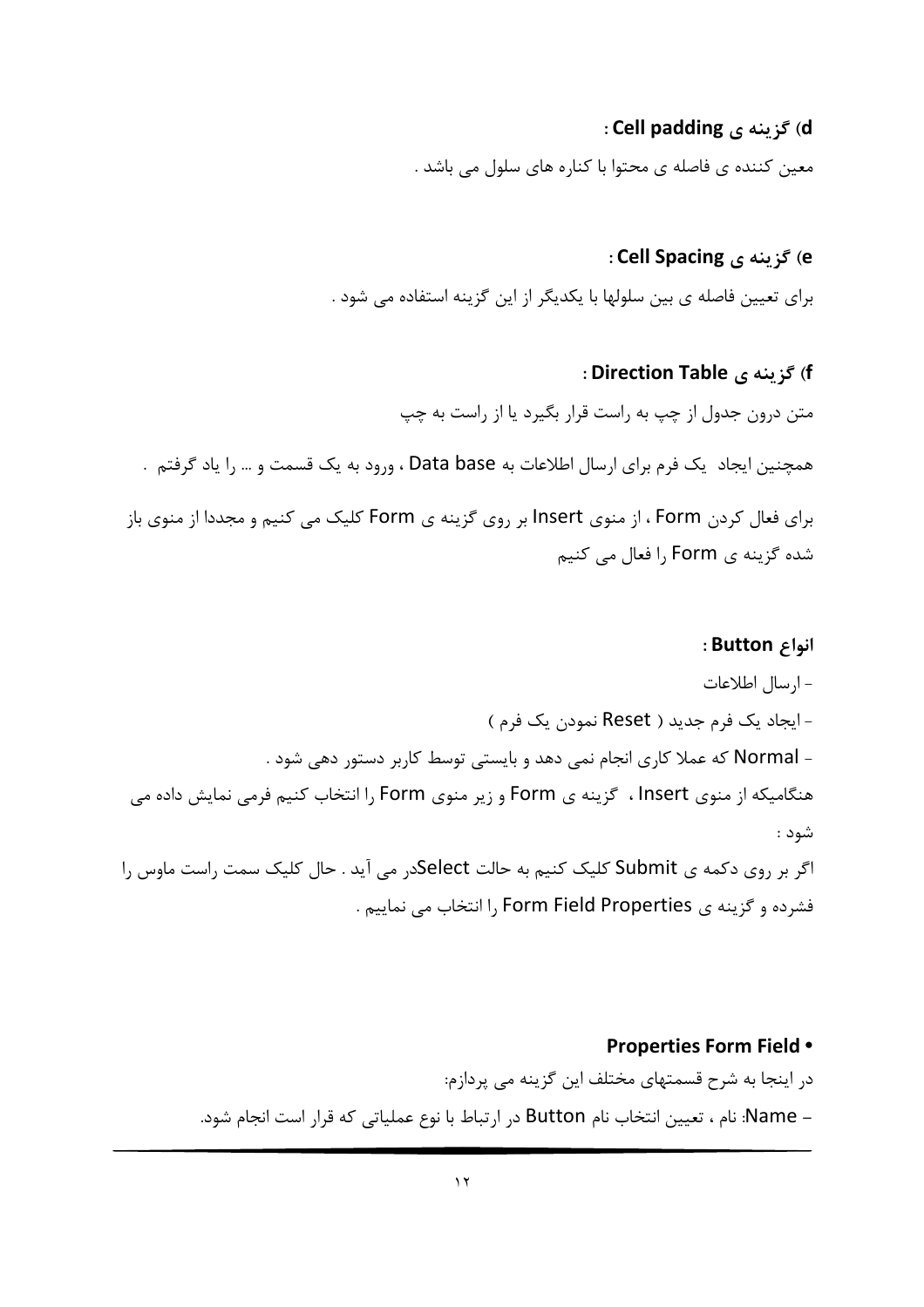**d) گزینه ی Cell padding :**

معین کننده ی فاصله ی محتوا با کناره های سلول می باشد .

**e) گزینه ی Cell Spacing :**

برای تعیین فاصله ی بین سلولها با یکدیگر از این گزینه استفاده می شود .

**f) گزینه ی Direction Table :**

متن درون جدول از چپ به راست قرار بگیرد یا از راست به چپ

همچنین ایجاد یک فرم برای ارسال اطلاعات به Data base ، ورود به یک قسمت و ... را یاد گرفتم .

برای فعال کردن Form ، از منوی Insert بر روی گزینه ی Form کلیک می کنیم و مجددا از منوی باز شده گزینه ی Form را فعال می کنیم

**انواع Button :**

- ارسال اطلاعات
- ایجاد یک فرم جدید ( Reset نمودن یک فرم )
- Normal که عملا کاری انجام نمی دهد و بایستی توسط کاربر دستور دهی شود .

هنگامیکه از منوی Insert ، گزینه ی Form و زیر منوی Form را انتخاب کنیم فرمی نمایش داده می شود :

اگر بر روی دکمه ی Submit کلیک کنیم به حالت Selectدر می آید . حال کلیک سمت راست ماوس را فشرده و گزینه ی Form Field Properties را انتخاب می نماییم .

- **Properties Form Field**

در اینجا به شرح قسمتهای مختلف این گزینه می پردازم:

– Name: نام ، تعیین انتخاب نام Button در ارتباط با نوع عملیاتی که قرار است انجام شود.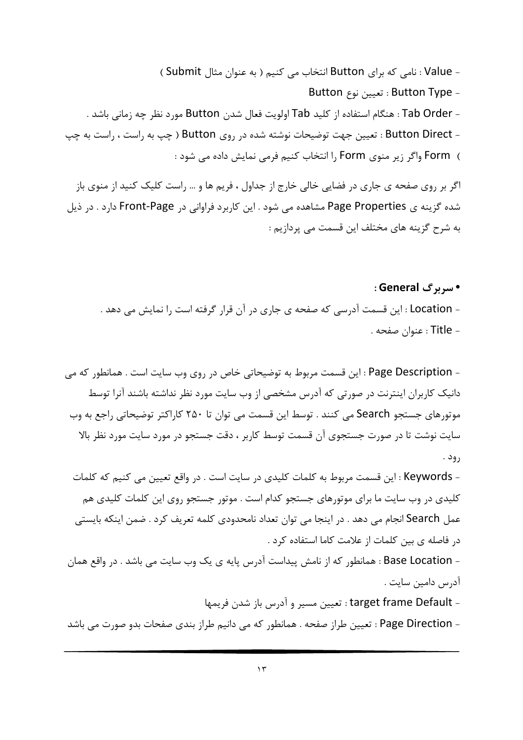- Value : نامی که برای Button انتخاب می کنیم ( به عنوان مثال Submit )

- Button Type : تعیین نوع Button

- Tab Order : هنگام استفاده از کلید Tab اولویت فعال شدن Button مورد نظر چه زمانی باشد .

- Button Direct : تعیین جهت توضیحات نوشته شده در روی Button ( چپ به راست ، راست به چپ )

Form واگر زیر منوی Form را انتخاب کنیم فرمی نمایش داده می شود :

اگر بر روی صفحه ی جاری در فضایی خالی خارج از جداول ، فریم ها و … راست کلیک کنید از منوی باز شده گزینه ی Page Properties مشاهده می شود . این کاربرد فراوانی در Front-Page دارد . در ذیل به شرح گزینه های مختلف این قسمت می پردازیم :

- **سربرگ General :**

- Location : این قسمت آدرسی که صفحه ی جاری در آن قرار گرفته است را نمایش می دهد .

- Title : عنوان صفحه .

- Page Description : این قسمت مربوط به توضیحاتی خاص در روی وب سایت است . همانطور که می دانیک کاربران اینترنت در صورتی که آدرس مشخصی از وب سایت مورد نظر نداشته باشند آنرا توسط موتورهای جستجو Search می کنند . توسط این قسمت می توان تا ۲۵۰ کاراکتر توضیحاتی راجع به وب سایت نوشت تا در صورت جستجوی آن قسمت توسط کاربر ، دقت جستجو در مورد سایت مورد نظر بالا رود .

- Keywords : این قسمت مربوط به کلمات کلیدی در سایت است . در واقع تعیین می کنیم که کلمات کلیدی در وب سایت ما برای موتورهای جستجو کدام است . موتور جستجو روی این کلمات کلیدی هم عمل Search انجام می دهد . در اینجا می توان تعداد نامحدودی کلمه تعریف کرد . ضمن اینکه بایستی در فاصله ی بین کلمات از علامت کاما استفاده کرد .

- Base Location : همانطور که از نامش پیداست آدرس پایه ی یک وب سایت می باشد . در واقع همان آدرس دامین سایت .

- target frame Default : تعیین مسیر و آدرس باز شدن فریمها

- Page Direction : تعیین طراز صفحه . همانطور که می دانیم طراز بندی صفحات بدو صورت می باشد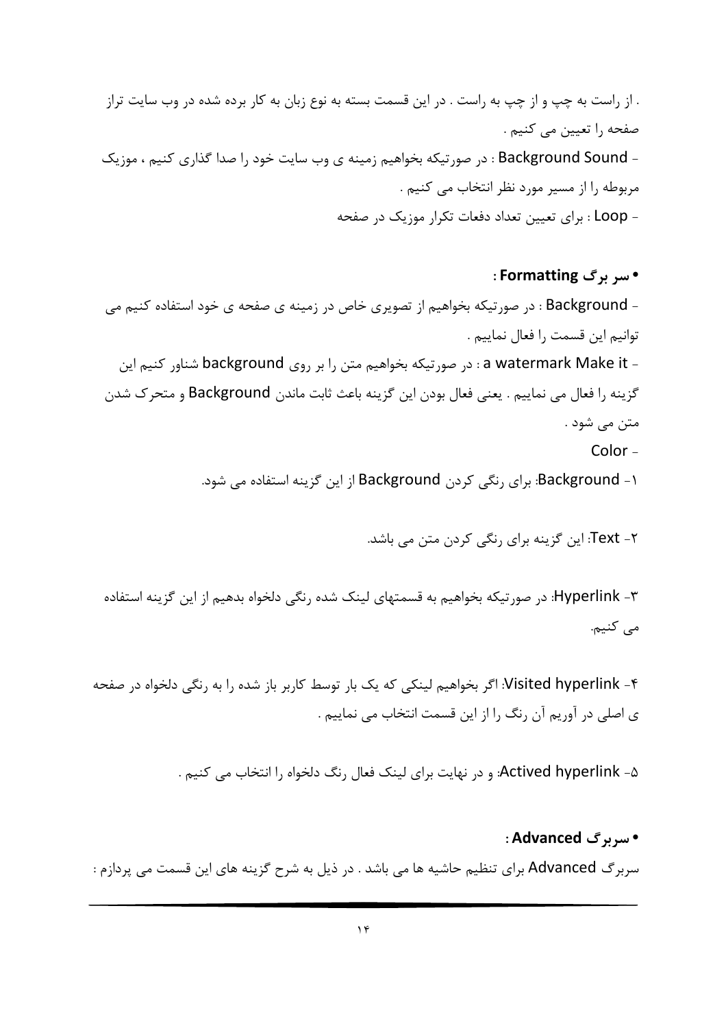. از راست به چپ و از چپ به راست . در این قسمت بسته به نوع زبان به کار برده شده در وب سایت تراز صفحه را تعیین می کنیم .

- Background Sound : در صورتیکه بخواهیم زمینه ی وب سایت خود را صدا گذاری کنیم ، موزیک مربوطه را از مسیر مورد نظر انتخاب می کنیم .

- Loop : برای تعیین تعداد دفعات تکرار موزیک در صفحه

- **سر برگ Formatting :**

- Background : در صورتیکه بخواهیم از تصویری خاص در زمینه ی صفحه ی خود استفاده کنیم می توانیم این قسمت را فعال نماییم .

- a watermark Make it : در صورتیکه بخواهیم متن را بر روی background شناور کنیم این گزینه را فعال می نماییم . یعنی فعال بودن این گزینه باعث ثابت ماندن Background و متحرک شدن متن می شود .

- Color

۱- Background: برای رنگی کردن Background از این گزینه استفاده می شود.

۲- Text: این گزینه برای رنگی کردن متن می باشد.

۳- Hyperlink: در صورتیکه بخواهیم به قسمتهای لینک شده رنگی دلخواه بدهیم از این گزینه استفاده می کنیم.

۴- Visited hyperlink: اگر بخواهیم لینکی که یک بار توسط کاربر باز شده را به رنگی دلخواه در صفحه ی اصلی در آوریم آن رنگ را از این قسمت انتخاب می نماییم .

۵- Actived hyperlink: و در نهایت برای لینک فعال رنگ دلخواه را انتخاب می کنیم .

- **سربرگ Advanced :**

سربرگ Advanced برای تنظیم حاشیه ها می باشد . در ذیل به شرح گزینه های این قسمت می پردازم :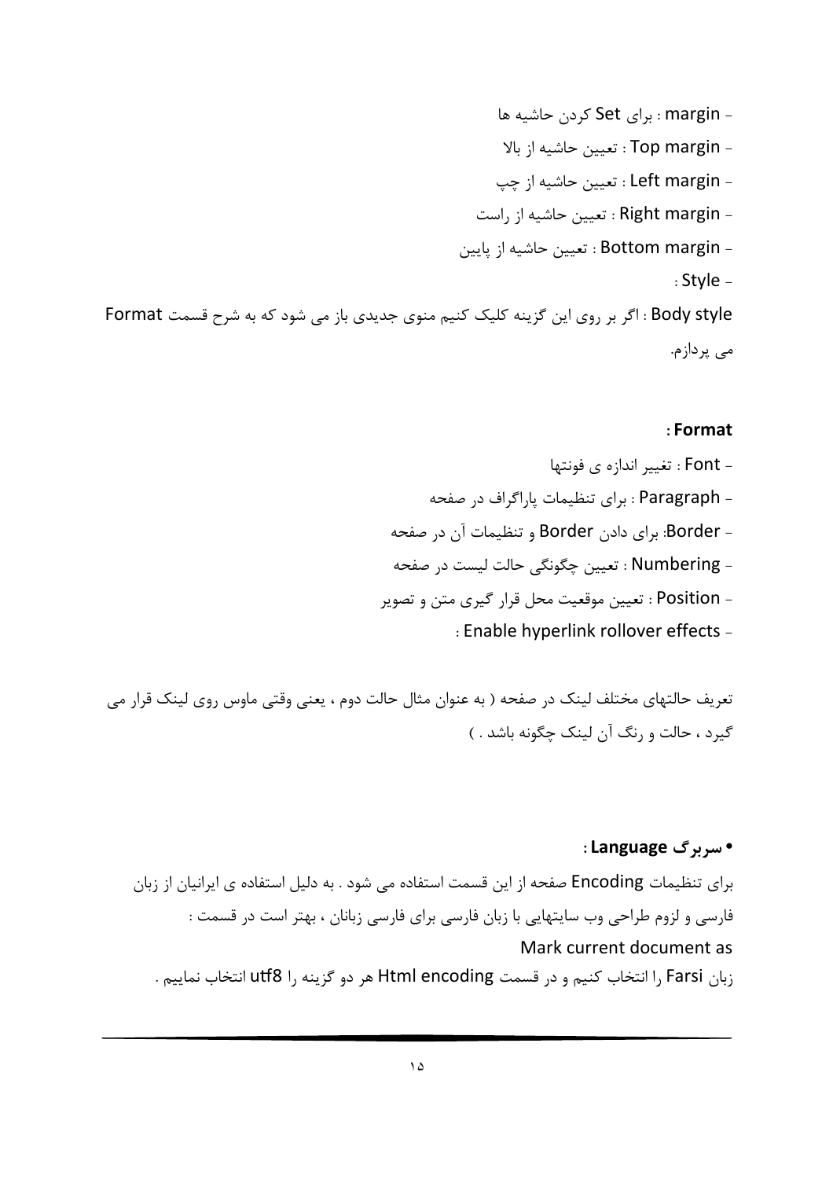- margin : برای Set کردن حاشیه ها
- Top margin : تعیین حاشیه از بالا
- Left margin : تعیین حاشیه از چپ
- Right margin : تعیین حاشیه از راست
- Bottom margin : تعیین حاشیه از پایین
- Style :

Body style : اگر بر روی این گزینه کلیک کنیم منوی جدیدی باز می شود که به شرح قسمت Format می پردازم.

**Format :**

- Font : تغییر اندازه ی فونتها
- Paragraph : برای تنظیمات پاراگراف در صفحه
- Border: برای دادن Border و تنظیمات آن در صفحه
- Numbering : تعیین چگونگی حالت لیست در صفحه
- Position : تعیین موقعیت محل قرار گیری متن و تصویر
- Enable hyperlink rollover effects :

تعریف حالتهای مختلف لینک در صفحه ( به عنوان مثال حالت دوم ، یعنی وقتی ماوس روی لینک قرار می گیرد ، حالت و رنگ آن لینک چگونه باشد . )

- **سربرگ Language :**

برای تنظیمات Encoding صفحه از این قسمت استفاده می شود . به دلیل استفاده ی ایرانیان از زبان فارسی و لزوم طراحی وب سایتهایی با زبان فارسی برای فارسی زبانان ، بهتر است در قسمت :
Mark current document as
زبان Farsi را انتخاب کنیم و در قسمت Html encoding هر دو گزینه را utf8 انتخاب نماییم .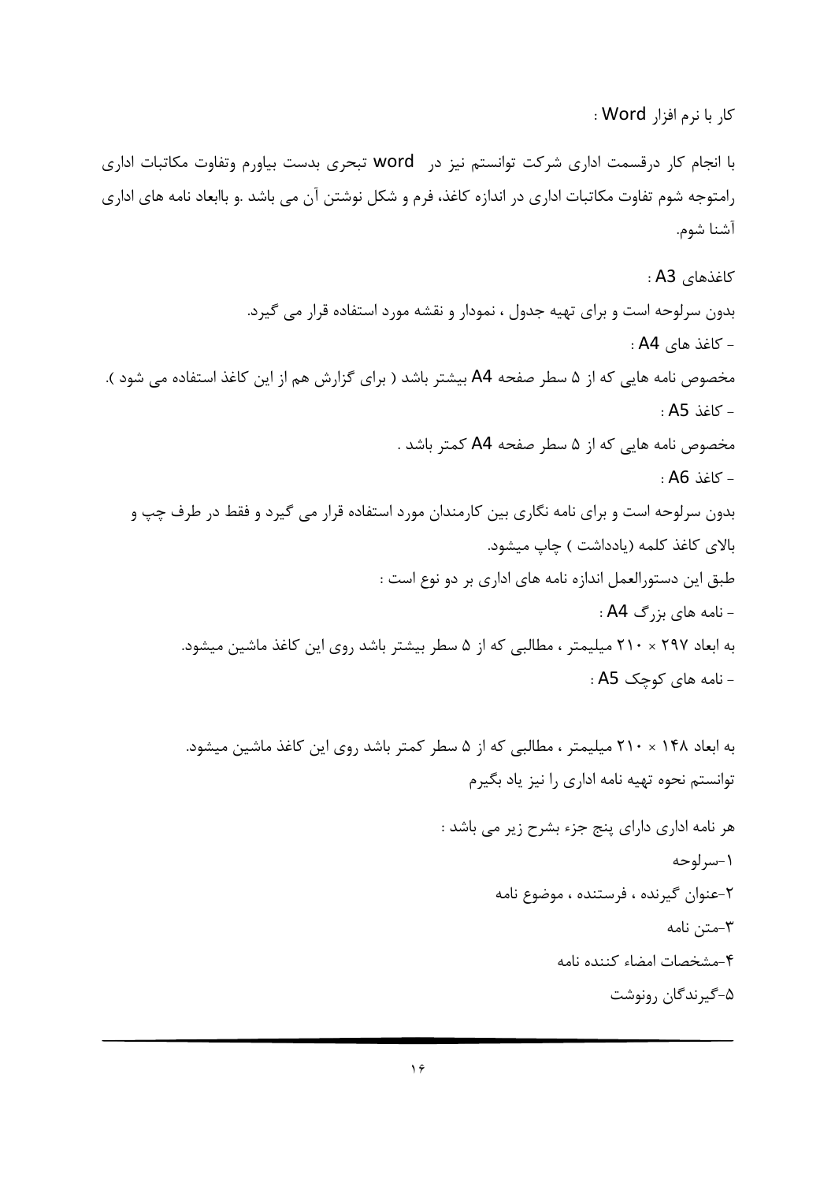کار با نرم افزار Word :

با انجام کار درقسمت اداری شرکت توانستم نیز در  word تبحری بدست بیاورم وتفاوت مکاتبات اداری رامتوجه شوم تفاوت مکاتبات اداری در اندازه کاغذ، فرم و شکل نوشتن آن می باشد .و باابعاد نامه های اداری آشنا شوم.

کاغذهای A3 :

بدون سرلوحه است و برای تهیه جدول ، نمودار و نقشه مورد استفاده قرار می گیرد.

- کاغذ های A4 :

مخصوص نامه هایی که از ۵ سطر صفحه A4 بیشتر باشد ( برای گزارش هم از این کاغذ استفاده می شود ).

- کاغذ A5 :

مخصوص نامه هایی که از ۵ سطر صفحه A4 کمتر باشد .

- کاغذ A6 :

بدون سرلوحه است و برای نامه نگاری بین کارمندان مورد استفاده قرار می گیرد و فقط در طرف چپ و بالای کاغذ کلمه (یادداشت ) چاپ میشود.

طبق این دستورالعمل اندازه نامه های اداری بر دو نوع است :

- نامه های بزرگ A4 :

به ابعاد ۲۹۷ × ۲۱۰ میلیمتر ، مطالبی که از ۵ سطر بیشتر باشد روی این کاغذ ماشین میشود.

- نامه های کوچک A5 :

به ابعاد ۱۴۸ × ۲۱۰ میلیمتر ، مطالبی که از ۵ سطر کمتر باشد روی این کاغذ ماشین میشود.

توانستم نحوه تهیه نامه اداری را نیز یاد بگیرم

هر نامه اداری دارای پنج جزء بشرح زیر می باشد :

۱-سرلوحه

۲-عنوان گیرنده ، فرستنده ، موضوع نامه

۳-متن نامه

۴-مشخصات امضاء کننده نامه

۵-گیرندگان رونوشت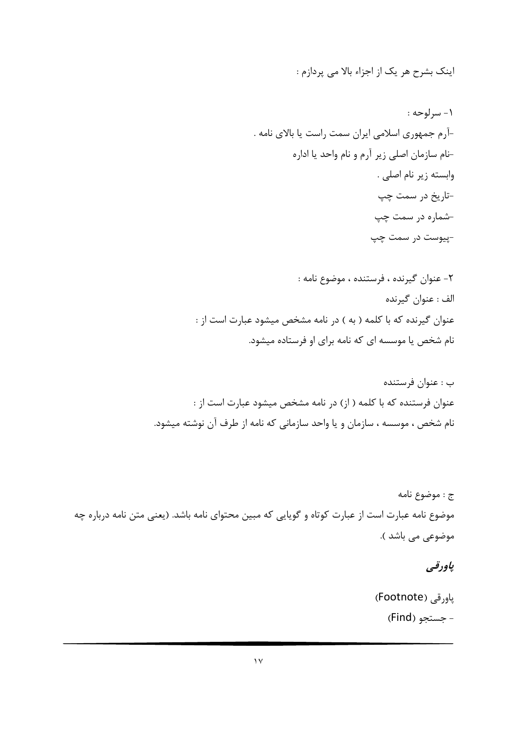اینک بشرح هر یک از اجزاء بالا می پردازم :

۱- سرلوحه :

-آرم جمهوری اسلامی ایران سمت راست یا بالای نامه .

-نام سازمان اصلی زیر آرم و نام واحد یا اداره

وابسته زیر نام اصلی .

-تاریخ در سمت چپ

-شماره در سمت چپ

-پیوست در سمت چپ

۲- عنوان گیرنده ، فرستنده ، موضوع نامه :

الف : عنوان گیرنده

عنوان گیرنده که با کلمه ( به ) در نامه مشخص میشود عبارت است از :

نام شخص یا موسسه ای که نامه برای او فرستاده میشود.

ب : عنوان فرستنده

عنوان فرستنده که با کلمه ( از) در نامه مشخص میشود عبارت است از :

نام شخص ، موسسه ، سازمان و یا واحد سازمانی که نامه از طرف آن نوشته میشود.

ج : موضوع نامه

موضوع نامه عبارت است از عبارت کوتاه و گویایی که مبین محتوای نامه باشد. (یعنی متن نامه درباره چه موضوعی می باشد ).

***پاورقی***

پاورقی (Footnote)

- جستجو (Find)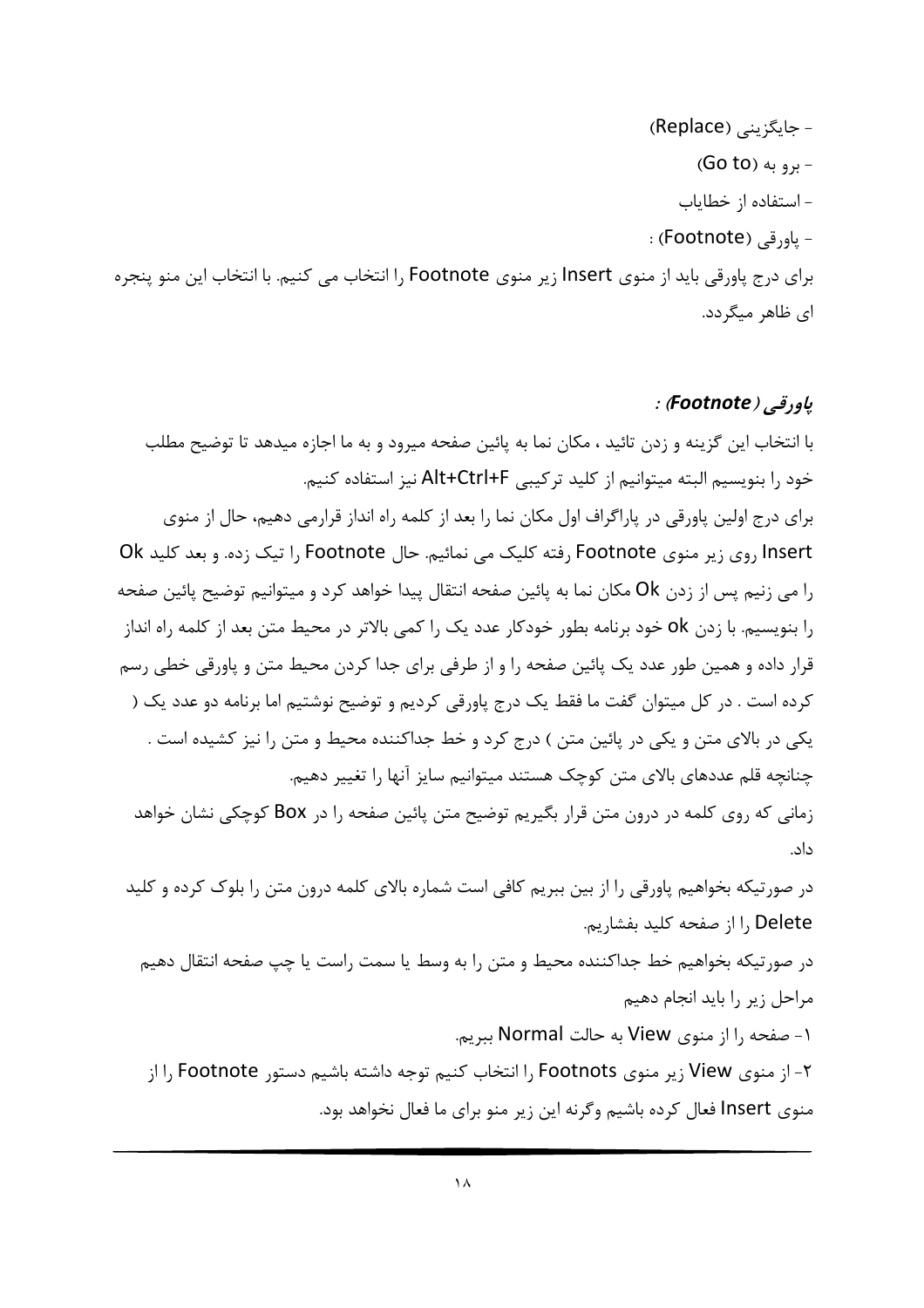- جایگزینی (Replace)

- برو به (Go to)

- استفاده از خطایاب

- پاورقی (Footnote) :

برای درج پاورقی باید از منوی Insert زیر منوی Footnote را انتخاب می کنیم. با انتخاب این منو پنجره ای ظاهر میگردد.

### *پاورقی (Footnote) :*

با انتخاب این گزینه و زدن تائید ، مکان نما به پائین صفحه میرود و به ما اجازه میدهد تا توضیح مطلب خود را بنویسیم البته میتوانیم از کلید ترکیبی Alt+Ctrl+F نیز استفاده کنیم.

برای درج اولین پاورقی در پاراگراف اول مکان نما را بعد از کلمه راه انداز قرارمی دهیم، حال از منوی Insert روی زیر منوی Footnote رفته کلیک می نمائیم. حال Footnote را تیک زده. و بعد کلید Ok را می زنیم پس از زدن Ok مکان نما به پائین صفحه انتقال پیدا خواهد کرد و میتوانیم توضیح پائین صفحه را بنویسیم. با زدن ok خود برنامه بطور خودکار عدد یک را کمی بالاتر در محیط متن بعد از کلمه راه انداز قرار داده و همین طور عدد یک پائین صفحه را و از طرفی برای جدا کردن محیط متن و پاورقی خطی رسم کرده است . در کل میتوان گفت ما فقط یک درج پاورقی کردیم و توضیح نوشتیم اما برنامه دو عدد یک ( یکی در بالای متن و یکی در پائین متن ) درج کرد و خط جداکننده محیط و متن را نیز کشیده است .

چنانچه قلم عددهای بالای متن کوچک هستند میتوانیم سایز آنها را تغییر دهیم.

زمانی که روی کلمه در درون متن قرار بگیریم توضیح متن پائین صفحه را در Box کوچکی نشان خواهد داد.

در صورتیکه بخواهیم پاورقی را از بین ببریم کافی است شماره بالای کلمه درون متن را بلوک کرده و کلید Delete را از صفحه کلید بفشاریم.

در صورتیکه بخواهیم خط جداکننده محیط و متن را به وسط یا سمت راست یا چپ صفحه انتقال دهیم مراحل زیر را باید انجام دهیم

۱- صفحه را از منوی View به حالت Normal ببریم.

۲- از منوی View زیر منوی Footnots را انتخاب کنیم توجه داشته باشیم دستور Footnote را از منوی Insert فعال کرده باشیم وگرنه این زیر منو برای ما فعال نخواهد بود.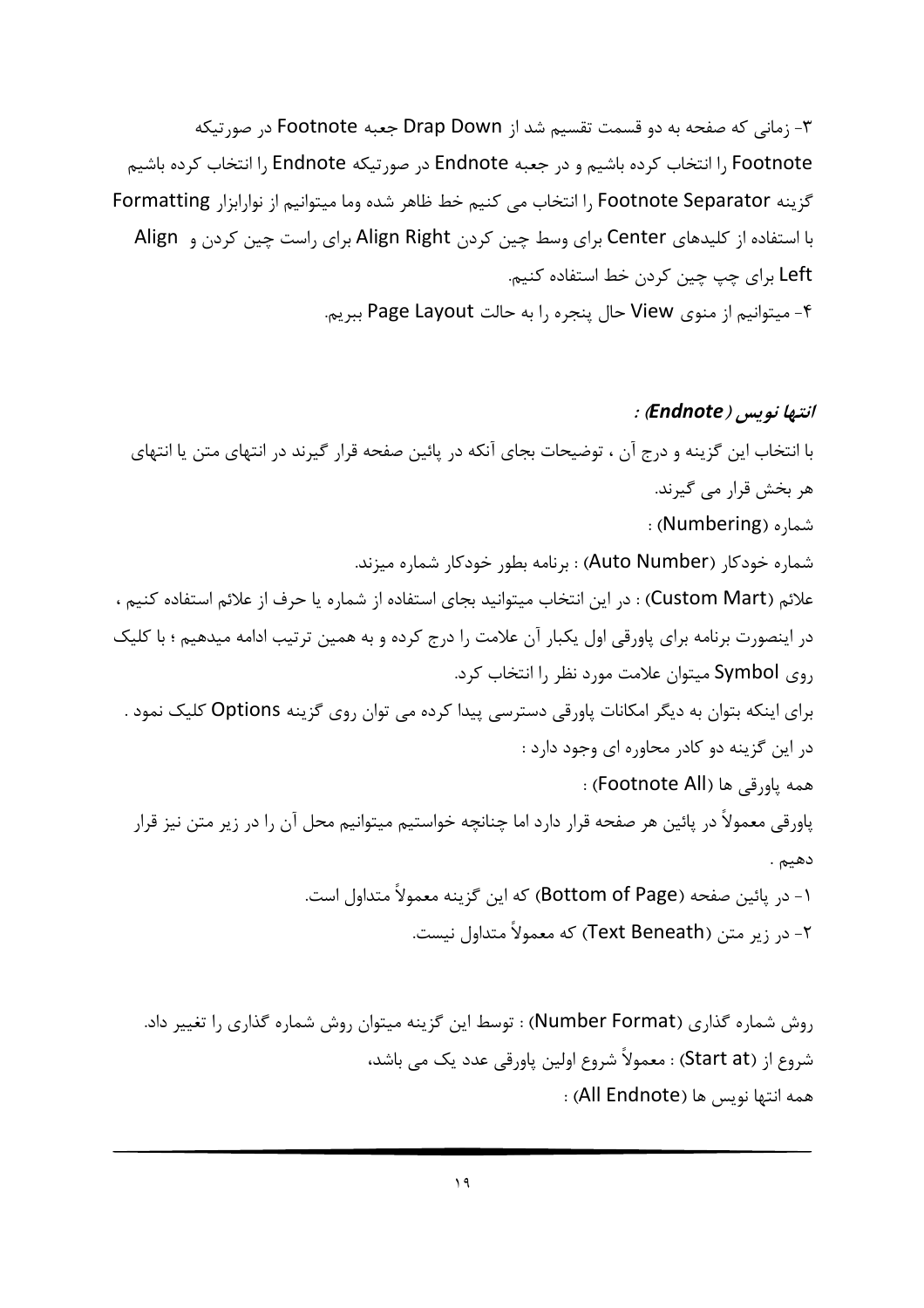۳- زمانی که صفحه به دو قسمت تقسیم شد از Drap Down جعبه Footnote در صورتیکه Footnote را انتخاب کرده باشیم و در جعبه Endnote در صورتیکه Endnote را انتخاب کرده باشیم گزینه Footnote Separator را انتخاب می کنیم خط ظاهر شده وما میتوانیم از نوارابزار Formatting با استفاده از کلیدهای Center برای وسط چین کردن Align Right برای راست چین کردن و Align Left برای چپ چین کردن خط استفاده کنیم.

۴- میتوانیم از منوی View حال پنجره را به حالت Page Layout ببریم.

***انتها نویس ( Endnote) :***

با انتخاب این گزینه و درج آن ، توضیحات بجای آنکه در پائین صفحه قرار گیرند در انتهای متن یا انتهای هر بخش قرار می گیرند.

شماره (Numbering) :

شماره خودکار (Auto Number) : برنامه بطور خودکار شماره میزند.

علائم (Custom Mart) : در این انتخاب میتوانید بجای استفاده از شماره یا حرف از علائم استفاده کنیم ، در اینصورت برنامه برای پاورقی اول یکبار آن علامت را درج کرده و به همین ترتیب ادامه میدهیم ؛ با کلیک روی Symbol میتوان علامت مورد نظر را انتخاب کرد.

برای اینکه بتوان به دیگر امکانات پاورقی دسترسی پیدا کرده می توان روی گزینه Options کلیک نمود .

در این گزینه دو کادر محاوره ای وجود دارد :

همه پاورقی ها (Footnote All) :

پاورقی معمولاً در پائین هر صفحه قرار دارد اما چنانچه خواستیم میتوانیم محل آن را در زیر متن نیز قرار دهیم .

۱- در پائین صفحه (Bottom of Page) که این گزینه معمولاً متداول است.

۲- در زیر متن (Text Beneath) که معمولاً متداول نیست.

روش شماره گذاری (Number Format) : توسط این گزینه میتوان روش شماره گذاری را تغییر داد.

شروع از (Start at) : معمولاً شروع اولین پاورقی عدد یک می باشد،

همه انتها نویس ها (All Endnote) :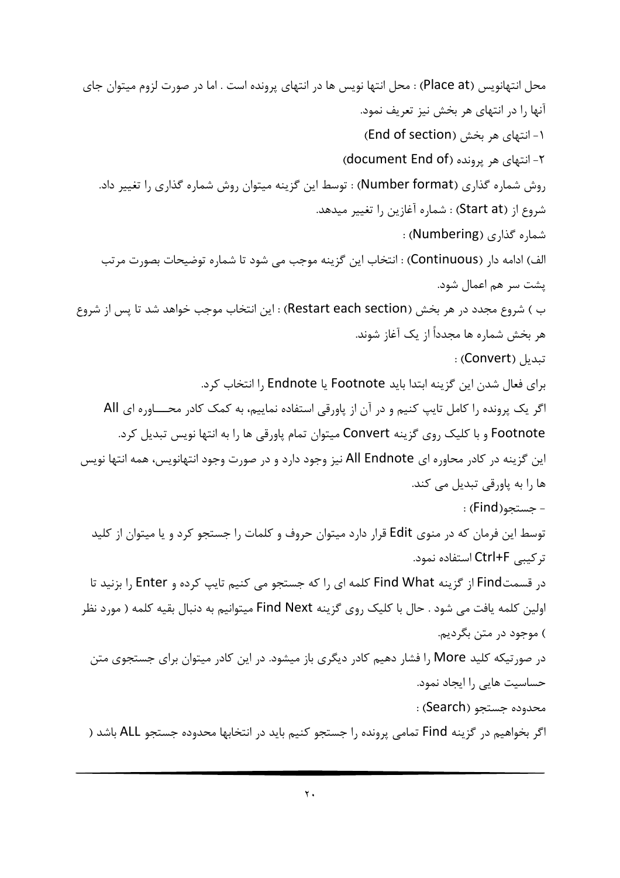محل انتهانویس (Place at) : محل انتها نویس ها در انتهای پرونده است . اما در صورت لزوم میتوان جای آنها را در انتهای هر بخش نیز تعریف نمود.

۱- انتهای هر بخش (End of section)

۲- انتهای هر پرونده (document End of)

روش شماره گذاری (Number format) : توسط این گزینه میتوان روش شماره گذاری را تغییر داد.

شروع از (Start at) : شماره آغازین را تغییر میدهد.

شماره گذاری (Numbering) :

الف) ادامه دار (Continuous) : انتخاب این گزینه موجب می شود تا شماره توضیحات بصورت مرتب پشت سر هم اعمال شود.

ب ) شروع مجدد در هر بخش (Restart each section) : این انتخاب موجب خواهد شد تا پس از شروع هر بخش شماره ها مجدداً از یک آغاز شوند.

تبدیل (Convert) :

برای فعال شدن این گزینه ابتدا باید Footnote یا Endnote را انتخاب کرد.

اگر یک پرونده را کامل تایپ کنیم و در آن از پاورقی استفاده نماییم، به کمک کادر محـــاوره ای All Footnote و با کلیک روی گزینه Convert میتوان تمام پاورقی ها را به انتها نویس تبدیل کرد.

این گزینه در کادر محاوره ای All Endnote نیز وجود دارد و در صورت وجود انتهانویس، همه انتها نویس ها را به پاورقی تبدیل می کند.

- جستجو(Find) :

توسط این فرمان که در منوی Edit قرار دارد میتوان حروف و کلمات را جستجو کرد و یا میتوان از کلید ترکیبی Ctrl+F استفاده نمود.

در قسمتFind از گزینه Find What کلمه ای را که جستجو می کنیم تایپ کرده و Enter را بزنید تا اولین کلمه یافت می شود . حال با کلیک روی گزینه Find Next میتوانیم به دنبال بقیه کلمه ( مورد نظر ) موجود در متن بگردیم.

در صورتیکه کلید More را فشار دهیم کادر دیگری باز میشود. در این کادر میتوان برای جستجوی متن حساسیت هایی را ایجاد نمود.

محدوده جستجو (Search) :

اگر بخواهیم در گزینه Find تمامی پرونده را جستجو کنیم باید در انتخابها محدوده جستجو ALL باشد (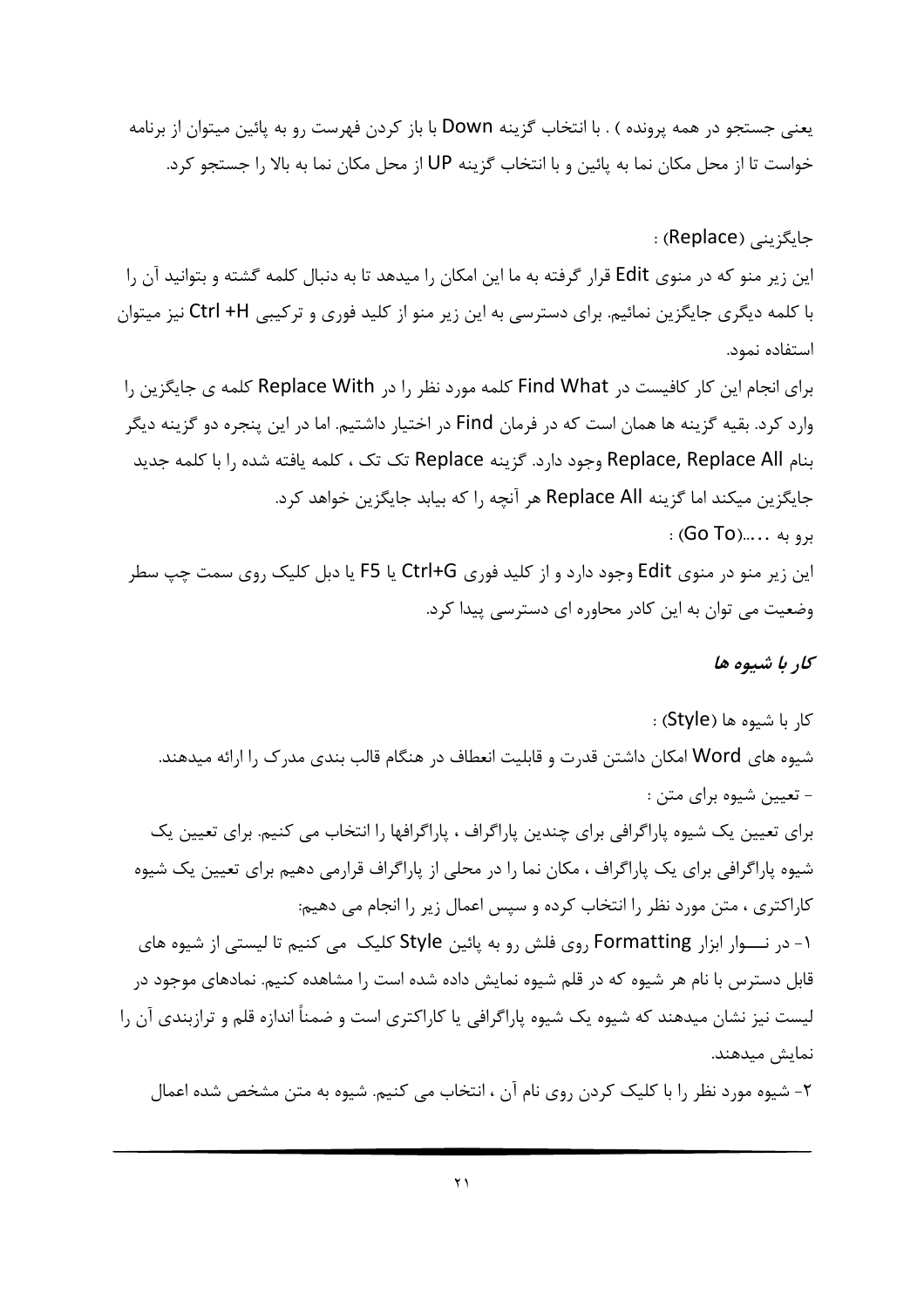یعنی جستجو در همه پرونده ) . با انتخاب گزینه Down با باز کردن فهرست رو به پائین میتوان از برنامه خواست تا از محل مکان نما به پائین و با انتخاب گزینه UP از محل مکان نما به بالا را جستجو کرد.

جایگزینی (Replace) :

این زیر منو که در منوی Edit قرار گرفته به ما این امکان را میدهد تا به دنبال کلمه گشته و بتوانید آن را با کلمه دیگری جایگزین نمائیم. برای دسترسی به این زیر منو از کلید فوری و ترکیبی Ctrl +H نیز میتوان استفاده نمود.

برای انجام این کار کافیست در Find What کلمه مورد نظر را در Replace With کلمه ی جایگزین را وارد کرد. بقیه گزینه ها همان است که در فرمان Find در اختیار داشتیم. اما در این پنجره دو گزینه دیگر بنام Replace, Replace All وجود دارد. گزینه Replace تک تک ، کلمه یافته شده را با کلمه جدید جایگزین میکند اما گزینه Replace All هر آنچه را که بیابد جایگزین خواهد کرد.

برو به .....(Go To) :

این زیر منو در منوی Edit وجود دارد و از کلید فوری Ctrl+G یا F5 یا دبل کلیک روی سمت چپ سطر وضعیت می توان به این کادر محاوره ای دسترسی پیدا کرد.

### ***کار با شیوه ها***

کار با شیوه ها (Style) :

شیوه های Word امکان داشتن قدرت و قابلیت انعطاف در هنگام قالب بندی مدرک را ارائه میدهند.

- تعیین شیوه برای متن :

برای تعیین یک شیوه پاراگرافی برای چندین پاراگراف ، پاراگرافها را انتخاب می کنیم. برای تعیین یک شیوه پاراگرافی برای یک پاراگراف ، مکان نما را در محلی از پاراگراف قرارمی دهیم برای تعیین یک شیوه کاراکتری ، متن مورد نظر را انتخاب کرده و سپس اعمال زیر را انجام می دهیم:

۱- در نـــوار ابزار Formatting روی فلش رو به پائین Style کلیک می کنیم تا لیستی از شیوه های قابل دسترس با نام هر شیوه که در قلم شیوه نمایش داده شده است را مشاهده کنیم. نمادهای موجود در لیست نیز نشان میدهند که شیوه یک شیوه پاراگرافی یا کاراکتری است و ضمناً اندازه قلم و ترازبندی آن را نمایش میدهند.

۲- شیوه مورد نظر را با کلیک کردن روی نام آن ، انتخاب می کنیم. شیوه به متن مشخص شده اعمال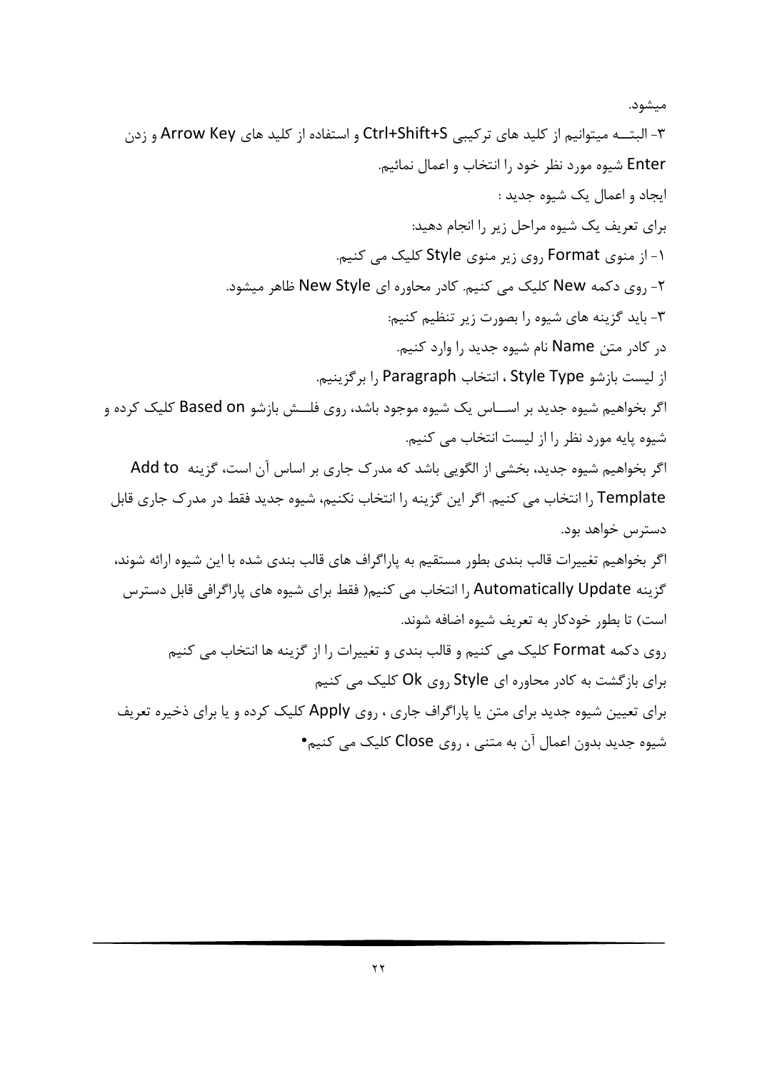میشود.

۳- البتـــه میتوانیم از کلید های ترکیبی Ctrl+Shift+S و استفاده از کلید های Arrow Key و زدن Enter شیوه مورد نظر خود را انتخاب و اعمال نمائیم.

ایجاد و اعمال یک شیوه جدید :

برای تعریف یک شیوه مراحل زیر را انجام دهید:

۱- از منوی Format روی زیر منوی Style کلیک می کنیم.

۲- روی دکمه New کلیک می کنیم. کادر محاوره ای New Style ظاهر میشود.

۳- باید گزینه های شیوه را بصورت زیر تنظیم کنیم:

در کادر متن Name نام شیوه جدید را وارد کنیم.

از لیست بازشو Style Type ، انتخاب Paragraph را برگزینیم.

اگر بخواهیم شیوه جدید بر اســـاس یک شیوه موجود باشد، روی فلـــش بازشو Based on کلیک کرده و شیوه پایه مورد نظر را از لیست انتخاب می کنیم.

اگر بخواهیم شیوه جدید، بخشی از الگویی باشد که مدرک جاری بر اساس آن است، گزینه Add to Template را انتخاب می کنیم. اگر این گزینه را انتخاب نکنیم، شیوه جدید فقط در مدرک جاری قابل دسترس خواهد بود.

اگر بخواهیم تغییرات قالب بندی بطور مستقیم به پاراگراف های قالب بندی شده با این شیوه ارائه شوند، گزینه Automatically Update را انتخاب می کنیم( فقط برای شیوه های پاراگرافی قابل دسترس است) تا بطور خودکار به تعریف شیوه اضافه شوند.

روی دکمه Format کلیک می کنیم و قالب بندی و تغییرات را از گزینه ها انتخاب می کنیم

برای بازگشت به کادر محاوره ای Style روی Ok کلیک می کنیم

برای تعیین شیوه جدید برای متن یا پاراگراف جاری ، روی Apply کلیک کرده و یا برای ذخیره تعریف شیوه جدید بدون اعمال آن به متنی ، روی Close کلیک می کنیم•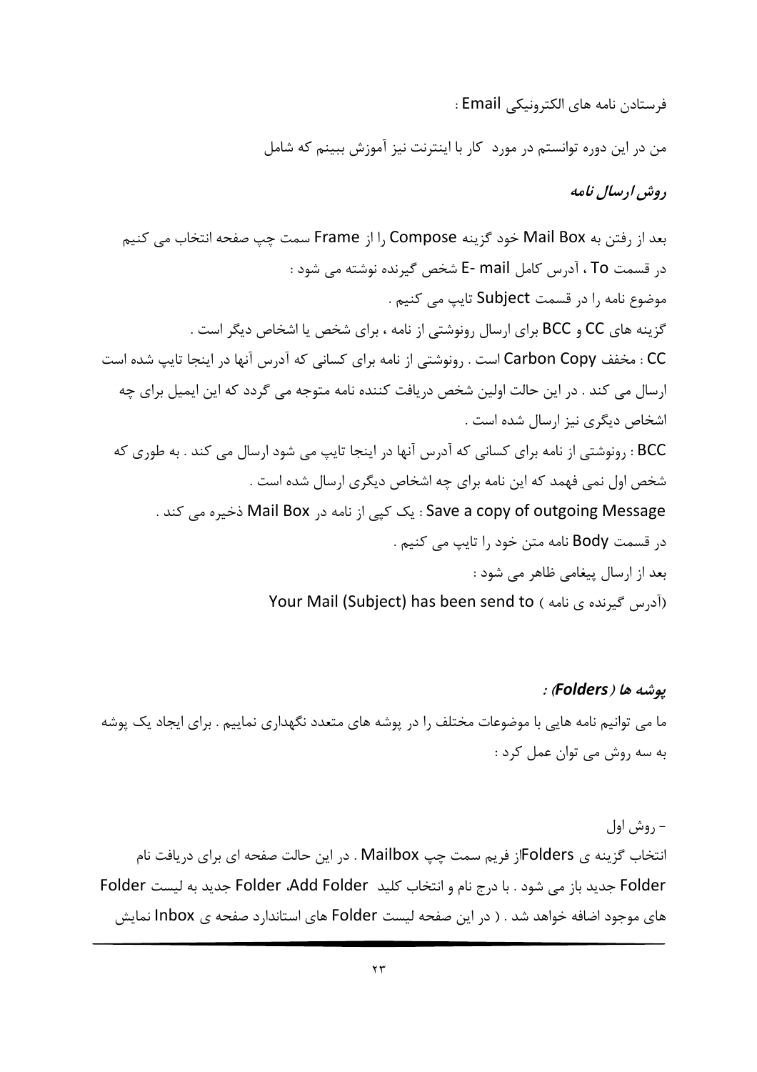فرستادن نامه های الکترونیکی Email :

من در این دوره توانستم در مورد کار با اینترنت نیز آموزش ببینم که شامل

***روش ارسال نامه***

بعد از رفتن به Mail Box خود گزینه Compose را از Frame سمت چپ صفحه انتخاب می کنیم

در قسمت To ، آدرس کامل E- mail شخص گیرنده نوشته می شود :

موضوع نامه را در قسمت Subject تایپ می کنیم .

گزینه های CC و BCC برای ارسال رونوشتی از نامه ، برای شخص یا اشخاص دیگر است .

CC : مخفف Carbon Copy است . رونوشتی از نامه برای کسانی که آدرس آنها در اینجا تایپ شده است ارسال می کند . در این حالت اولین شخص دریافت کننده نامه متوجه می گردد که این ایمیل برای چه اشخاص دیگری نیز ارسال شده است .

BCC : رونوشتی از نامه برای کسانی که آدرس آنها در اینجا تایپ می شود ارسال می کند . به طوری که شخص اول نمی فهمد که این نامه برای چه اشخاص دیگری ارسال شده است .

Save a copy of outgoing Message : یک کپی از نامه در Mail Box ذخیره می کند .

در قسمت Body نامه متن خود را تایپ می کنیم .

بعد از ارسال پیغامی ظاهر می شود :

Your Mail (Subject) has been send to (آدرس گیرنده ی نامه)

***پوشه ها (Folders) :***

ما می توانیم نامه هایی با موضوعات مختلف را در پوشه های متعدد نگهداری نماییم . برای ایجاد یک پوشه به سه روش می توان عمل کرد :

- روش اول

انتخاب گزینه ی Folders از فریم سمت چپ Mailbox . در این حالت صفحه ای برای دریافت نام Folder جدید باز می شود . با درج نام و انتخاب کلید Add Folder، Folder جدید به لیست Folder های موجود اضافه خواهد شد . ( در این صفحه لیست Folder های استاندارد صفحه ی Inbox نمایش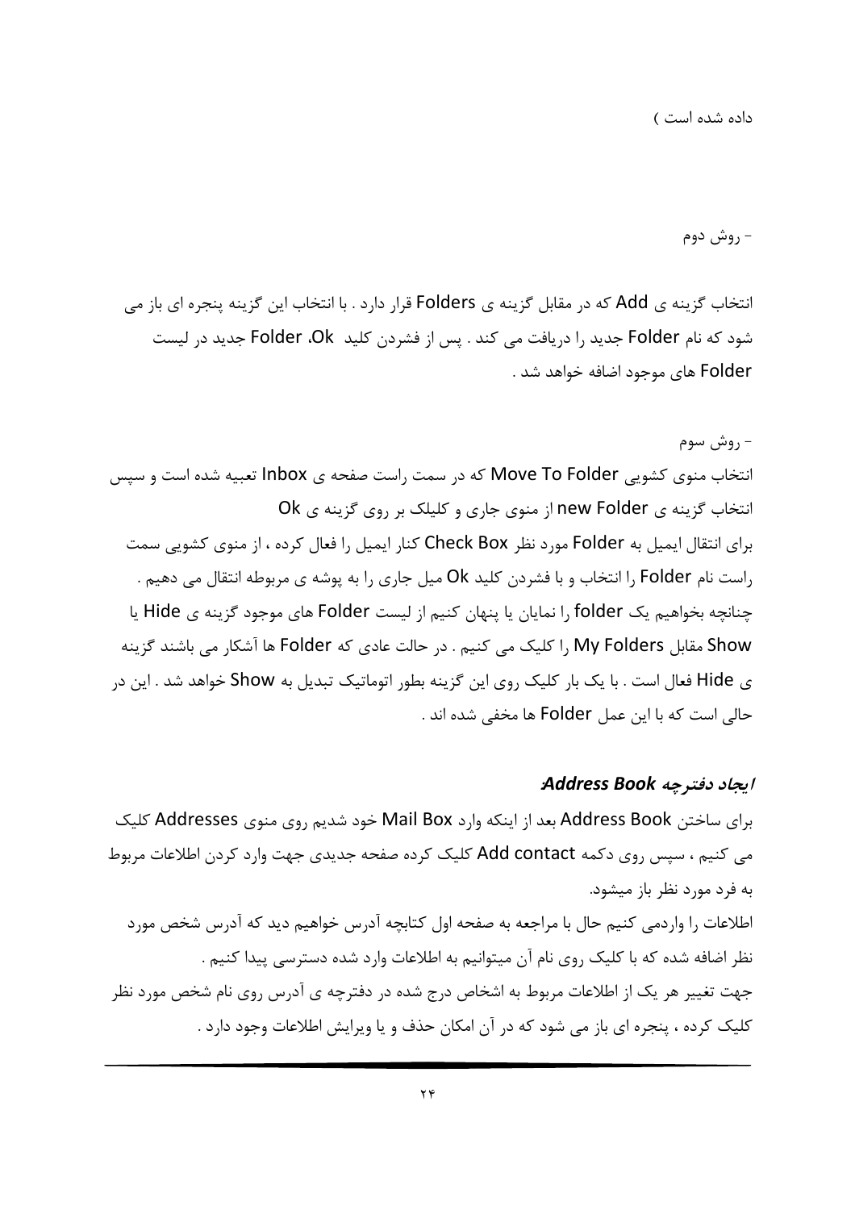داده شده است )

- روش دوم

انتخاب گزینه ی Add که در مقابل گزینه ی Folders قرار دارد . با انتخاب این گزینه پنجره ای باز می شود که نام Folder جدید را دریافت می کند . پس از فشردن کلید Ok، Folder جدید در لیست Folder های موجود اضافه خواهد شد .

- روش سوم

انتخاب منوی کشویی Move To Folder که در سمت راست صفحه ی Inbox تعبیه شده است و سپس انتخاب گزینه ی new Folder از منوی جاری و کلیلک بر روی گزینه ی Ok

برای انتقال ایمیل به Folder مورد نظر Check Box کنار ایمیل را فعال کرده ، از منوی کشویی سمت راست نام Folder را انتخاب و با فشردن کلید Ok میل جاری را به پوشه ی مربوطه انتقال می دهیم . چنانچه بخواهیم یک folder را نمایان یا پنهان کنیم از لیست Folder های موجود گزینه ی Hide یا Show مقابل My Folders را کلیک می کنیم . در حالت عادی که Folder ها آشکار می باشند گزینه ی Hide فعال است . با یک بار کلیک روی این گزینه بطور اتوماتیک تبدیل به Show خواهد شد . این در حالی است که با این عمل Folder ها مخفی شده اند .

### *ایجاد دفترچه Address Book:*

برای ساختن Address Book بعد از اینکه وارد Mail Box خود شدیم روی منوی Addresses کلیک می کنیم ، سپس روی دکمه Add contact کلیک کرده صفحه جدیدی جهت وارد کردن اطلاعات مربوط به فرد مورد نظر باز میشود.

اطلاعات را واردمی کنیم حال با مراجعه به صفحه اول کتابچه آدرس خواهیم دید که آدرس شخص مورد نظر اضافه شده که با کلیک روی نام آن میتوانیم به اطلاعات وارد شده دسترسی پیدا کنیم .

جهت تغییر هر یک از اطلاعات مربوط به اشخاص درج شده در دفترچه ی آدرس روی نام شخص مورد نظر کلیک کرده ، پنجره ای باز می شود که در آن امکان حذف و یا ویرایش اطلاعات وجود دارد .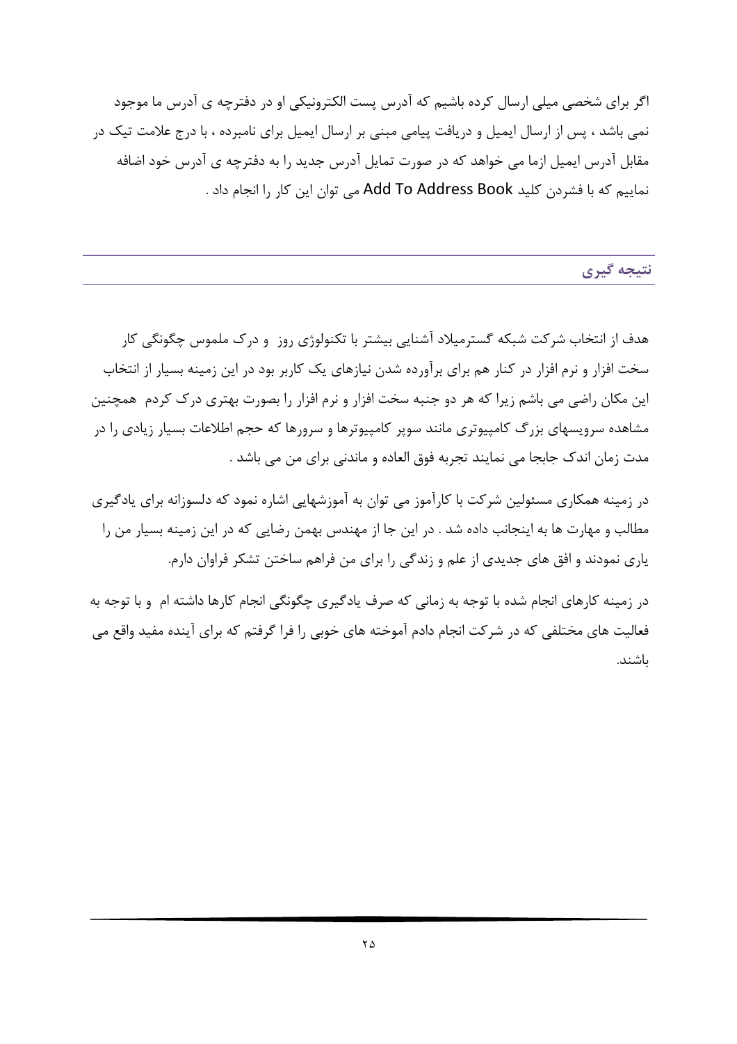اگر برای شخصی میلی ارسال کرده باشیم که آدرس پست الکترونیکی او در دفترچه ی آدرس ما موجود نمی باشد ، پس از ارسال ایمیل و دریافت پیامی مبنی بر ارسال ایمیل برای نامبرده ، با درج علامت تیک در مقابل آدرس ایمیل ازما می خواهد که در صورت تمایل آدرس جدید را به دفترچه ی آدرس خود اضافه نماییم که با فشردن کلید Add To Address Book می توان این کار را انجام داد .

## نتیجه گیری

هدف از انتخاب شرکت شبکه گسترمیلاد آشنایی بیشتر با تکنولوژی روز و درک ملموس چگونگی کار سخت افزار و نرم افزار در کنار هم برای برآورده شدن نیازهای یک کاربر بود در این زمینه بسیار از انتخاب این مکان راضی می باشم زیرا که هر دو جنبه سخت افزار و نرم افزار را بصورت بهتری درک کردم همچنین مشاهده سرویسهای بزرگ کامپیوتری مانند سوپر کامپیوترها و سرورها که حجم اطلاعات بسیار زیادی را در مدت زمان اندک جابجا می نمایند تجربه فوق العاده و ماندنی برای من می باشد .

در زمینه همکاری مسئولین شرکت با کارآموز می توان به آموزشهایی اشاره نمود که دلسوزانه برای یادگیری مطالب و مهارت ها به اینجانب داده شد . در این جا از مهندس بهمن رضایی که در این زمینه بسیار من را یاری نمودند و افق های جدیدی از علم و زندگی را برای من فراهم ساختن تشکر فراوان دارم.

در زمینه کارهای انجام شده با توجه به زمانی که صرف یادگیری چگونگی انجام کارها داشته ام و با توجه به فعالیت های مختلفی که در شرکت انجام دادم آموخته های خوبی را فرا گرفتم که برای آینده مفید واقع می باشند.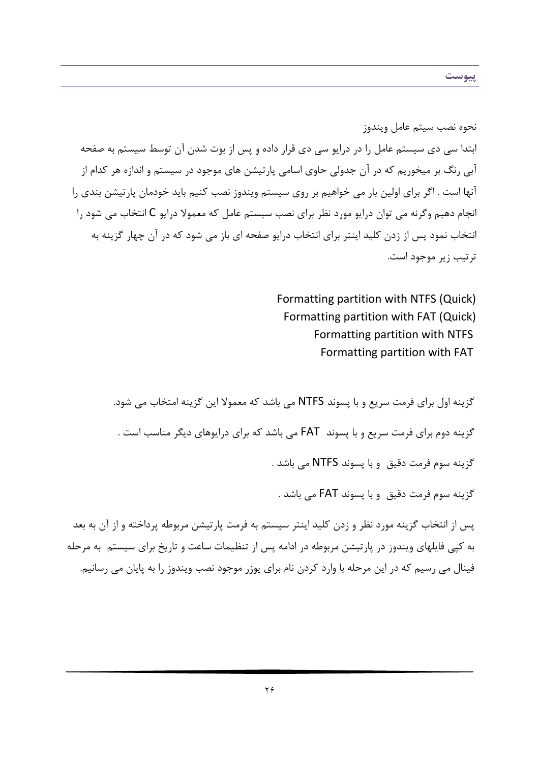## پیوست

نحوه نصب سیتم عامل ویندوز

ابتدا سی دی سیستم عامل را در درایو سی دی قرار داده و پس از بوت شدن آن توسط سیستم به صفحه آبی رنگ بر میخوریم که در آن جدولی حاوی اسامی پارتیشن های موجود در سیستم و اندازه هر کدام از آنها است . اگر برای اولین بار می خواهیم بر روی سیستم ویندوز نصب کنیم باید خودمان پارتیشن بندی را انجام دهیم وگرنه می توان درایو مورد نظر برای نصب سیستم عامل که معمولا درایو C انتخاب می شود را انتخاب نمود پس از زدن کلید اینتر برای انتخاب درایو صفحه ای باز می شود که در آن چهار گزینه به ترتیب زیر موجود است.

Formatting partition with NTFS (Quick)
Formatting partition with FAT (Quick)
Formatting partition with NTFS
Formatting partition with FAT

گزینه اول برای فرمت سریع و با پسوند NTFS می باشد که معمولا این گزینه امتخاب می شود.

گزینه دوم برای فرمت سریع و با پسوند FAT می باشد که برای درایوهای دیگر مناسب است .

گزینه سوم فرمت دقیق و با پسوند NTFS می باشد .

گزینه سوم فرمت دقیق و با پسوند FAT می باشد .

پس از انتخاب گزینه مورد نظر و زدن کلید اینتر سیستم به فرمت پارتیشن مربوطه پرداخته و از آن به بعد به کپی فایلهای ویندوز در پارتیشن مربوطه در ادامه پس از تنظیمات ساعت و تاریخ برای سیستم به مرحله فینال می رسیم که در این مرحله با وارد کردن نام برای یوزر موجود نصب ویندوز را به پایان می رسانیم.